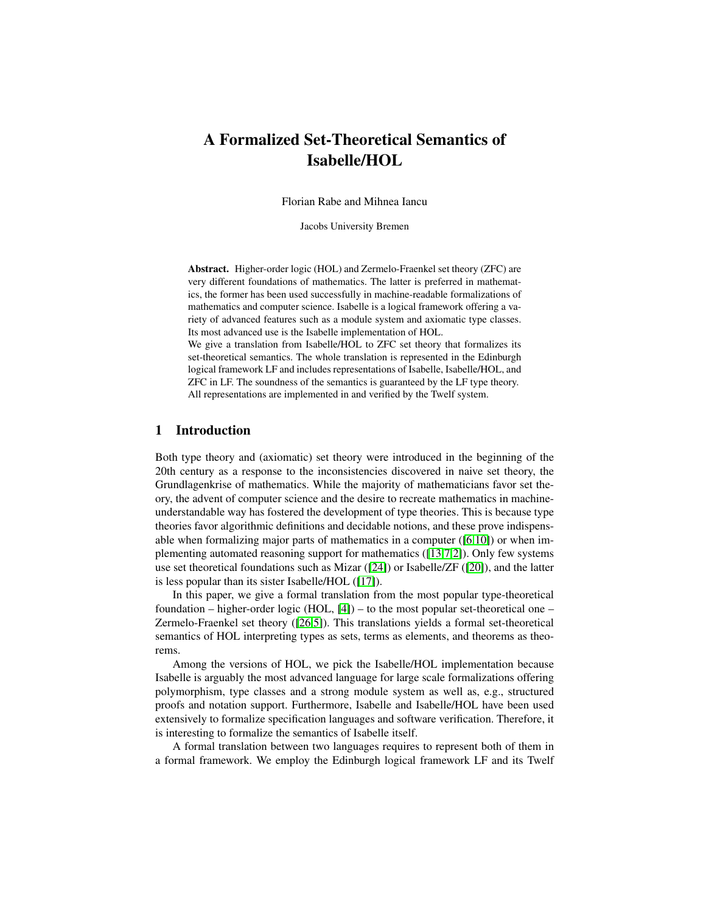# A Formalized Set-Theoretical Semantics of Isabelle/HOL

Florian Rabe and Mihnea Iancu

Jacobs University Bremen

**Abstract.** Higher-order logic (HOL) and Zermelo-Fraenkel set theory (ZFC) are very different foundations of mathematics. The latter is preferred in mathematics, the former has been used successfully in machine-readable formalizations of mathematics and computer science. Isabelle is a logical framework offering a variety of advanced features such as a module system and axiomatic type classes. Its most advanced use is the Isabelle implementation of HOL.
We give a translation from Isabelle/HOL to ZFC set theory that formalizes its set-theoretical semantics. The whole translation is represented in the Edinburgh logical framework LF and includes representations of Isabelle, Isabelle/HOL, and ZFC in LF. The soundness of the semantics is guaranteed by the LF type theory. All representations are implemented in and verified by the Twelf system.

## 1 Introduction

Both type theory and (axiomatic) set theory were introduced in the beginning of the 20th century as a response to the inconsistencies discovered in naive set theory, the Grundlagenkrise of mathematics. While the majority of mathematicians favor set theory, the advent of computer science and the desire to recreate mathematics in machine-understandable way has fostered the development of type theories. This is because type theories favor algorithmic definitions and decidable notions, and these prove indispensable when formalizing major parts of mathematics in a computer ([6,10]) or when implementing automated reasoning support for mathematics ([13,7,2]). Only few systems use set theoretical foundations such as Mizar ([24]) or Isabelle/ZF ([20]), and the latter is less popular than its sister Isabelle/HOL ([17]).

In this paper, we give a formal translation from the most popular type-theoretical foundation – higher-order logic (HOL, [4]) – to the most popular set-theoretical one – Zermelo-Fraenkel set theory ([26,5]). This translations yields a formal set-theoretical semantics of HOL interpreting types as sets, terms as elements, and theorems as theorems.

Among the versions of HOL, we pick the Isabelle/HOL implementation because Isabelle is arguably the most advanced language for large scale formalizations offering polymorphism, type classes and a strong module system as well as, e.g., structured proofs and notation support. Furthermore, Isabelle and Isabelle/HOL have been used extensively to formalize specification languages and software verification. Therefore, it is interesting to formalize the semantics of Isabelle itself.

A formal translation between two languages requires to represent both of them in a formal framework. We employ the Edinburgh logical framework LF and its Twelf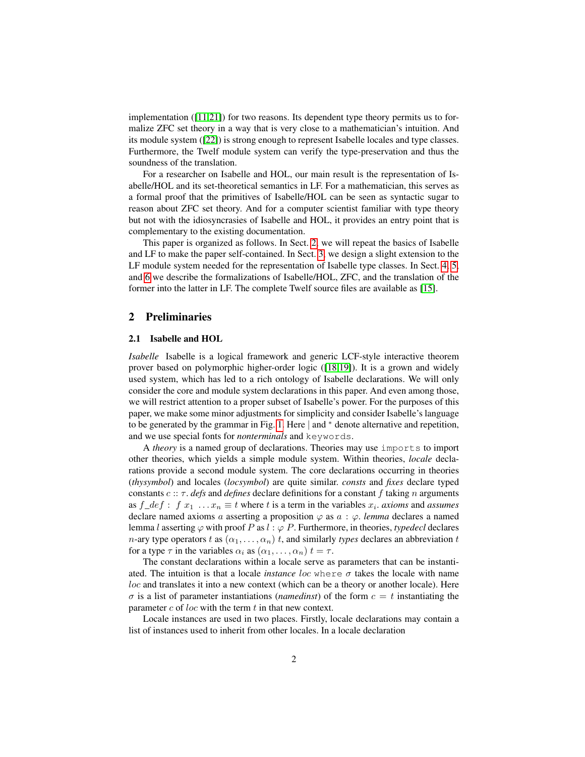implementation ([11,21]) for two reasons. Its dependent type theory permits us to formalize ZFC set theory in a way that is very close to a mathematician's intuition. And its module system ([22]) is strong enough to represent Isabelle locales and type classes. Furthermore, the Twelf module system can verify the type-preservation and thus the soundness of the translation.

For a researcher on Isabelle and HOL, our main result is the representation of Isabelle/HOL and its set-theoretical semantics in LF. For a mathematician, this serves as a formal proof that the primitives of Isabelle/HOL can be seen as syntactic sugar to reason about ZFC set theory. And for a computer scientist familiar with type theory but not with the idiosyncrasies of Isabelle and HOL, it provides an entry point that is complementary to the existing documentation.

This paper is organized as follows. In Sect. 2, we will repeat the basics of Isabelle and LF to make the paper self-contained. In Sect. 3, we design a slight extension to the LF module system needed for the representation of Isabelle type classes. In Sect. 4, 5, and 6 we describe the formalizations of Isabelle/HOL, ZFC, and the translation of the former into the latter in LF. The complete Twelf source files are available as [15].

## 2 Preliminaries

### 2.1 Isabelle and HOL

*Isabelle* Isabelle is a logical framework and generic LCF-style interactive theorem prover based on polymorphic higher-order logic ([18,19]). It is a grown and widely used system, which has led to a rich ontology of Isabelle declarations. We will only consider the core and module system declarations in this paper. And even among those, we will restrict attention to a proper subset of Isabelle's power. For the purposes of this paper, we make some minor adjustments for simplicity and consider Isabelle's language to be generated by the grammar in Fig. 1. Here $|$ and $^*$ denote alternative and repetition, and we use special fonts for *nonterminals* and `keywords`.

A *theory* is a named group of declarations. Theories may use `imports` to import other theories, which yields a simple module system. Within theories, *locale* declarations provide a second module system. The core declarations occurring in theories (*thysymbol*) and locales (*locsymbol*) are quite similar. *consts* and *fixes* declare typed constants $c :: \tau$. *defs* and *defines* declare definitions for a constant $f$ taking $n$ arguments as $f\_def: \; f \; x_1 \; \dots x_n \equiv t$ where $t$ is a term in the variables $x_i$. *axioms* and *assumes* declare named axioms $a$ asserting a proposition $\varphi$ as $a : \varphi$. *lemma* declares a named lemma $l$ asserting $\varphi$ with proof $P$ as $l : \varphi \; P$. Furthermore, in theories, *typedecl* declares $n$-ary type operators $t$ as $(\alpha_1, \dots, \alpha_n) \; t$, and similarly *types* declares an abbreviation $t$ for a type $\tau$ in the variables $\alpha_i$ as $(\alpha_1, \dots, \alpha_n) \; t = \tau$.

The constant declarations within a locale serve as parameters that can be instantiated. The intuition is that a locale *instance* $loc$ `where` $\sigma$ takes the locale with name $loc$ and translates it into a new context (which can be a theory or another locale). Here $\sigma$ is a list of parameter instantiations (*namedinst*) of the form $c = t$ instantiating the parameter $c$ of $loc$ with the term $t$ in that new context.

Locale instances are used in two places. Firstly, locale declarations may contain a list of instances used to inherit from other locales. In a locale declaration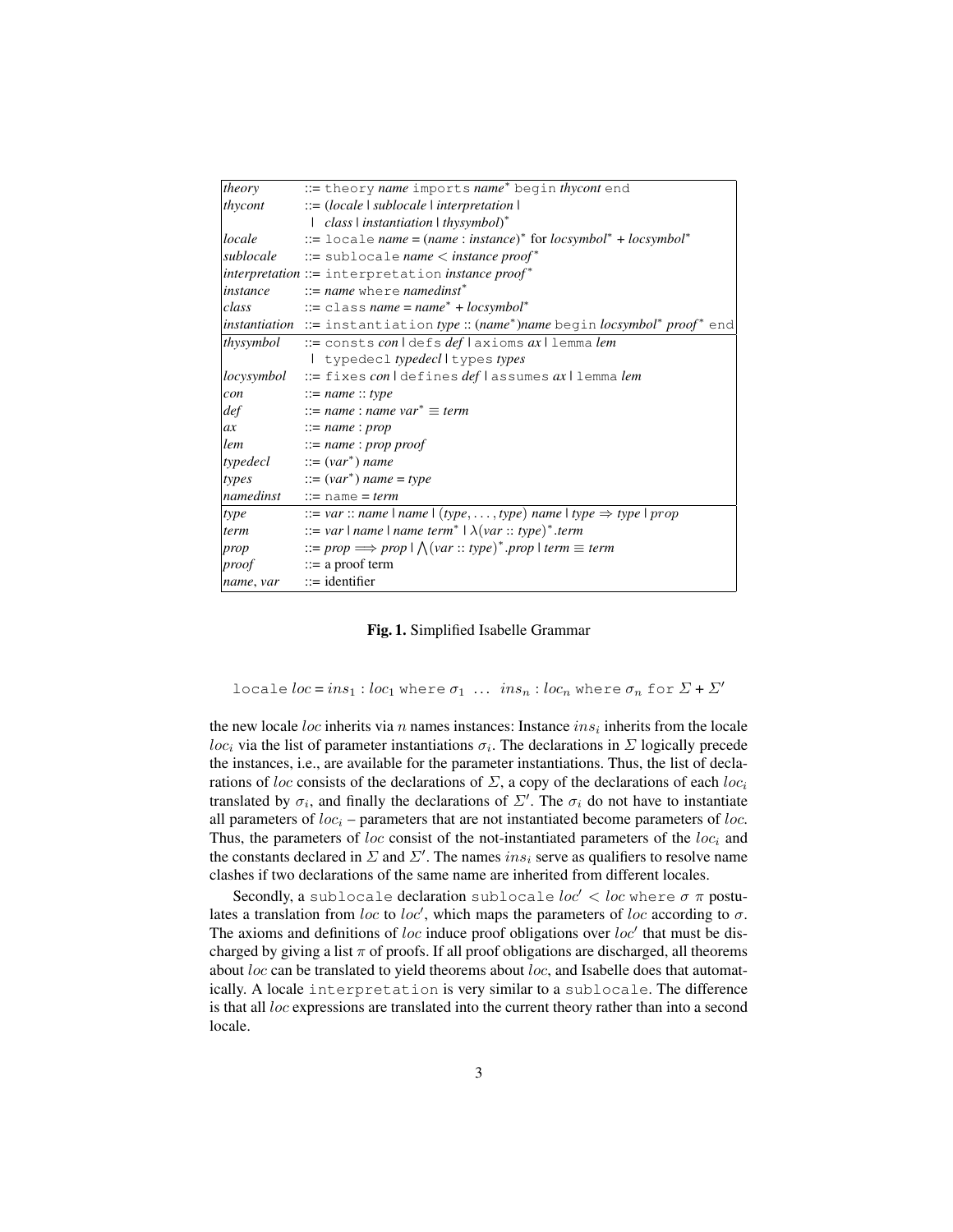| | |
|---|---|
| *theory* | ::= `theory` *name* `imports` *name*$^*$ `begin` *thycont* `end` |
| *thycont* | ::= (*locale* \| *sublocale* \| *interpretation* \| |
| | \| *class* \| *instantiation* \| *thysymbol*)$^*$ |
| *locale* | ::= `locale` *name* = (*name* : *instance*)$^*$ for *locsymbol*$^*$ + *locsymbol*$^*$ |
| *sublocale* | ::= `sublocale` *name* < *instance proof*$^*$ |
| *interpretation* | ::= `interpretation` *instance proof*$^*$ |
| *instance* | ::= *name* `where` *namedinst*$^*$ |
| *class* | ::= `class` *name* = *name*$^*$ + *locsymbol*$^*$ |
| *instantiation* | ::= `instantiation` *type* :: (*name*$^*$)*name* `begin` *locsymbol*$^*$ *proof*$^*$ `end` |
| *thysymbol* | ::= `consts` *con* \| `defs` *def* \| `axioms` *ax* \| `lemma` *lem* |
| | \| `typedecl` *typedecl* \| `types` *types* |
| *locysymbol* | ::= `fixes` *con* \| `defines` *def* \| `assumes` *ax* \| `lemma` *lem* |
| *con* | ::= *name* :: *type* |
| *def* | ::= *name* : *name var*$^*$ ≡ *term* |
| *ax* | ::= *name* : *prop* |
| *lem* | ::= *name* : *prop proof* |
| *typedecl* | ::= (*var*$^*$) *name* |
| *types* | ::= (*var*$^*$) *name* = *type* |
| *namedinst* | ::= `name` = *term* |
| *type* | ::= *var* :: *name* \| *name* \| (*type*, ..., *type*) *name* \| *type* ⇒ *type* \| *prop* |
| *term* | ::= *var* \| *name* \| *name term*$^*$ \| $\lambda$(*var* :: *type*)$^*$.*term* |
| *prop* | ::= *prop* ⟹ *prop* \| $\bigwedge$(*var* :: *type*)$^*$.*prop* \| *term* ≡ *term* |
| *proof* | ::= a proof term |
| *name*, *var* | ::= identifier |

**Fig. 1.** Simplified Isabelle Grammar

$$\texttt{locale}\ loc = ins_1 : loc_1\ \texttt{where}\ \sigma_1\ \ \dots\ \ ins_n : loc_n\ \texttt{where}\ \sigma_n\ \texttt{for}\ \Sigma + \Sigma'$$

the new locale $loc$ inherits via $n$ names instances: Instance $ins_i$ inherits from the locale $loc_i$ via the list of parameter instantiations $\sigma_i$. The declarations in $\Sigma$ logically precede the instances, i.e., are available for the parameter instantiations. Thus, the list of declarations of $loc$ consists of the declarations of $\Sigma$, a copy of the declarations of each $loc_i$ translated by $\sigma_i$, and finally the declarations of $\Sigma'$. The $\sigma_i$ do not have to instantiate all parameters of $loc_i$ – parameters that are not instantiated become parameters of $loc$. Thus, the parameters of $loc$ consist of the not-instantiated parameters of the $loc_i$ and the constants declared in $\Sigma$ and $\Sigma'$. The names $ins_i$ serve as qualifiers to resolve name clashes if two declarations of the same name are inherited from different locales.

Secondly, a `sublocale` declaration `sublocale` $loc' < loc$ `where` $\sigma$ $\pi$ postulates a translation from $loc$ to $loc'$, which maps the parameters of $loc$ according to $\sigma$. The axioms and definitions of $loc$ induce proof obligations over $loc'$ that must be discharged by giving a list $\pi$ of proofs. If all proof obligations are discharged, all theorems about $loc$ can be translated to yield theorems about $loc$, and Isabelle does that automatically. A locale `interpretation` is very similar to a `sublocale`. The difference is that all $loc$ expressions are translated into the current theory rather than into a second locale.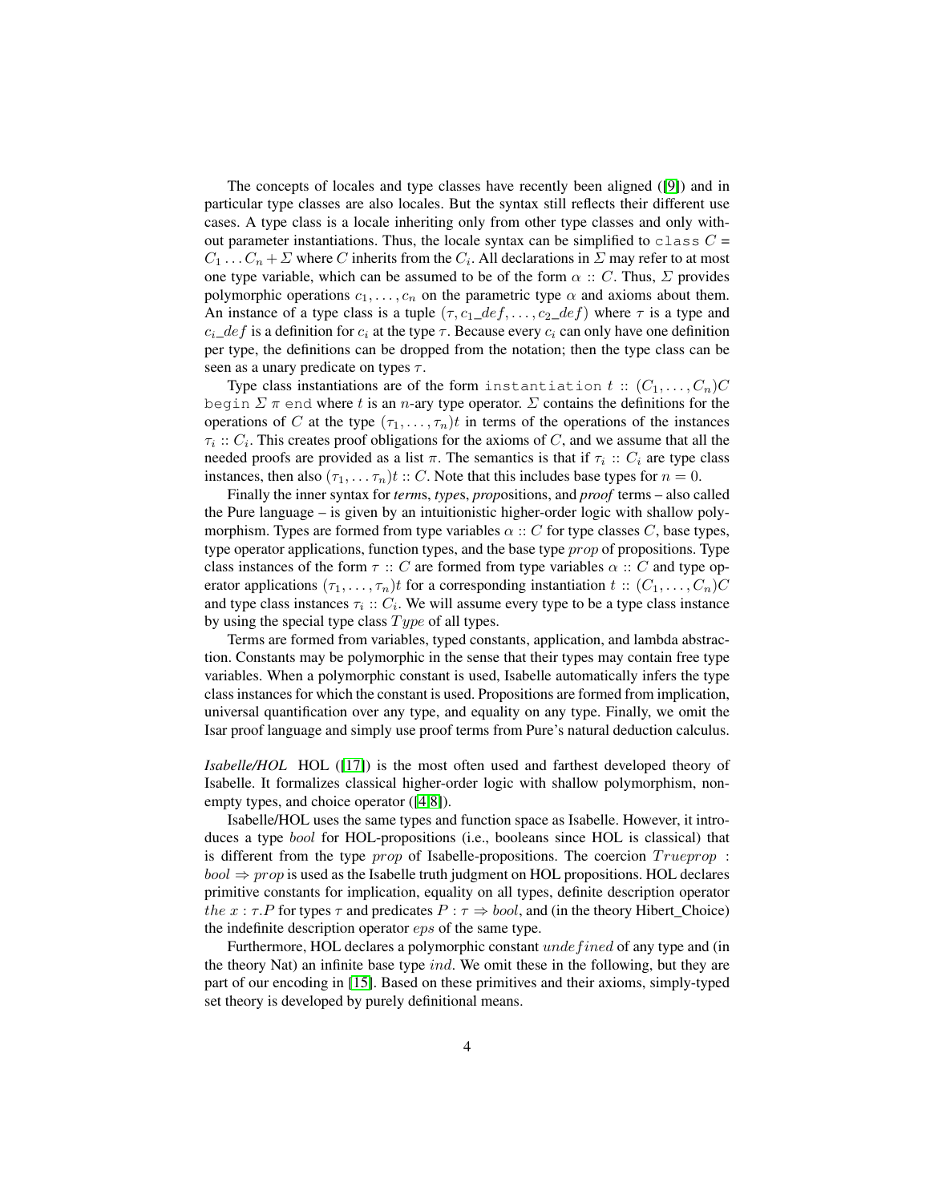The concepts of locales and type classes have recently been aligned ([9]) and in particular type classes are also locales. But the syntax still reflects their different use cases. A type class is a locale inheriting only from other type classes and only without parameter instantiations. Thus, the locale syntax can be simplified to `class` $C$ = $C_1 \dots C_n + \Sigma$ where $C$ inherits from the $C_i$. All declarations in $\Sigma$ may refer to at most one type variable, which can be assumed to be of the form $\alpha :: C$. Thus, $\Sigma$ provides polymorphic operations $c_1, \dots, c_n$ on the parametric type $\alpha$ and axioms about them. An instance of a type class is a tuple $(\tau, c_1\_def, \dots, c_2\_def)$ where $\tau$ is a type and $c_i\_def$ is a definition for $c_i$ at the type $\tau$. Because every $c_i$ can only have one definition per type, the definitions can be dropped from the notation; then the type class can be seen as a unary predicate on types $\tau$.

Type class instantiations are of the form `instantiation` $t :: (C_1, \dots, C_n)C$ `begin` $\Sigma$ $\pi$ `end` where $t$ is an $n$-ary type operator. $\Sigma$ contains the definitions for the operations of $C$ at the type $(\tau_1, \dots, \tau_n)t$ in terms of the operations of the instances $\tau_i :: C_i$. This creates proof obligations for the axioms of $C$, and we assume that all the needed proofs are provided as a list $\pi$. The semantics is that if $\tau_i :: C_i$ are type class instances, then also $(\tau_1, \dots \tau_n)t :: C$. Note that this includes base types for $n = 0$.

Finally the inner syntax for ***term***s, ***type***s, ***prop***ositions, and ***proof*** terms – also called the Pure language – is given by an intuitionistic higher-order logic with shallow polymorphism. Types are formed from type variables $\alpha :: C$ for type classes $C$, base types, type operator applications, function types, and the base type $prop$ of propositions. Type class instances of the form $\tau :: C$ are formed from type variables $\alpha :: C$ and type operator applications $(\tau_1, \dots, \tau_n)t$ for a corresponding instantiation $t :: (C_1, \dots, C_n)C$ and type class instances $\tau_i :: C_i$. We will assume every type to be a type class instance by using the special type class $Type$ of all types.

Terms are formed from variables, typed constants, application, and lambda abstraction. Constants may be polymorphic in the sense that their types may contain free type variables. When a polymorphic constant is used, Isabelle automatically infers the type class instances for which the constant is used. Propositions are formed from implication, universal quantification over any type, and equality on any type. Finally, we omit the Isar proof language and simply use proof terms from Pure's natural deduction calculus.

***Isabelle/HOL*** HOL ([17]) is the most often used and farthest developed theory of Isabelle. It formalizes classical higher-order logic with shallow polymorphism, non-empty types, and choice operator ([4,8]).

Isabelle/HOL uses the same types and function space as Isabelle. However, it introduces a type $bool$ for HOL-propositions (i.e., booleans since HOL is classical) that is different from the type $prop$ of Isabelle-propositions. The coercion $Trueprop$ : $bool \Rightarrow prop$ is used as the Isabelle truth judgment on HOL propositions. HOL declares primitive constants for implication, equality on all types, definite description operator $the\ x : \tau.P$ for types $\tau$ and predicates $P : \tau \Rightarrow bool$, and (in the theory Hibert_Choice) the indefinite description operator $eps$ of the same type.

Furthermore, HOL declares a polymorphic constant $undefined$ of any type and (in the theory Nat) an infinite base type $ind$. We omit these in the following, but they are part of our encoding in [15]. Based on these primitives and their axioms, simply-typed set theory is developed by purely definitional means.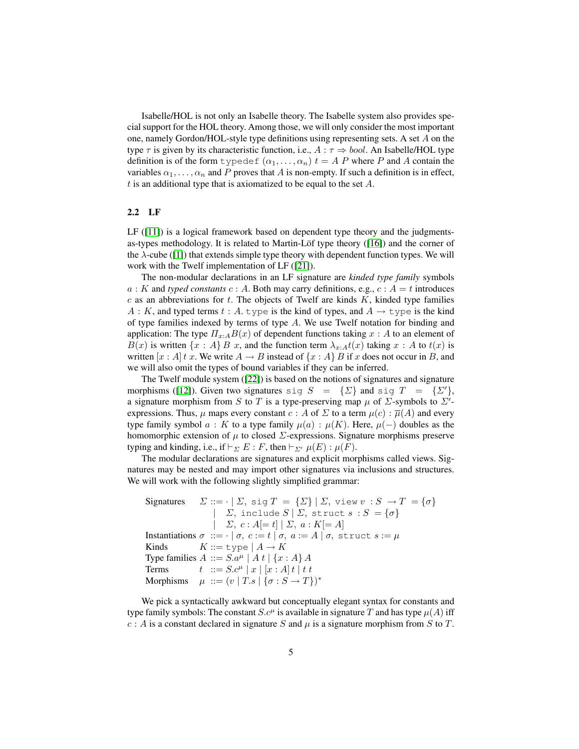Isabelle/HOL is not only an Isabelle theory. The Isabelle system also provides special support for the HOL theory. Among those, we will only consider the most important one, namely Gordon/HOL-style type definitions using representing sets. A set $A$ on the type $\tau$ is given by its characteristic function, i.e., $A : \tau \Rightarrow bool$. An Isabelle/HOL type definition is of the form $\texttt{typedef}\ (\alpha_1, \ldots, \alpha_n)\ t = A\ P$ where $P$ and $A$ contain the variables $\alpha_1, \ldots, \alpha_n$ and $P$ proves that $A$ is non-empty. If such a definition is in effect, $t$ is an additional type that is axiomatized to be equal to the set $A$.

### 2.2 LF

LF ([11]) is a logical framework based on dependent type theory and the judgments-as-types methodology. It is related to Martin-Löf type theory ([16]) and the corner of the $\lambda$-cube ([1]) that extends simple type theory with dependent function types. We will work with the Twelf implementation of LF ([21]).

The non-modular declarations in an LF signature are *kinded type family* symbols $a : K$ and *typed constants* $c : A$. Both may carry definitions, e.g., $c : A = t$ introduces $c$ as an abbreviations for $t$. The objects of Twelf are kinds $K$, kinded type families $A : K$, and typed terms $t : A$. $\texttt{type}$ is the kind of types, and $A \rightarrow \texttt{type}$ is the kind of type families indexed by terms of type $A$. We use Twelf notation for binding and application: The type $\Pi_{x:A} B(x)$ of dependent functions taking $x : A$ to an element of $B(x)$ is written $\{x : A\}\ B\ x$, and the function term $\lambda_{x:A} t(x)$ taking $x : A$ to $t(x)$ is written $[x : A]\ t\ x$. We write $A \rightarrow B$ instead of $\{x : A\}\ B$ if $x$ does not occur in $B$, and we will also omit the types of bound variables if they can be inferred.

The Twelf module system ([22]) is based on the notions of signatures and signature morphisms ([12]). Given two signatures $\texttt{sig}\ S\ =\ \{\Sigma\}$ and $\texttt{sig}\ T\ =\ \{\Sigma'\}$, a signature morphism from $S$ to $T$ is a type-preserving map $\mu$ of $\Sigma$-symbols to $\Sigma'$-expressions. Thus, $\mu$ maps every constant $c : A$ of $\Sigma$ to a term $\mu(c) : \overline{\mu}(A)$ and every type family symbol $a : K$ to a type family $\mu(a) : \mu(K)$. Here, $\mu(-)$ doubles as the homomorphic extension of $\mu$ to closed $\Sigma$-expressions. Signature morphisms preserve typing and kinding, i.e., if $\vdash_\Sigma E : F$, then $\vdash_{\Sigma'} \mu(E) : \mu(F)$.

The modular declarations are signatures and explicit morphisms called views. Signatures may be nested and may import other signatures via inclusions and structures. We will work with the following slightly simplified grammar:

$$
\begin{array}{lll}
\text{Signatures} & \Sigma & ::= \cdot \mid \Sigma,\ \texttt{sig}\ T\ =\ \{\Sigma\} \mid \Sigma,\ \texttt{view}\ v\ : S\ \rightarrow T\ = \{\sigma\} \\
 & & \mid\ \ \Sigma,\ \texttt{include}\ S \mid \Sigma,\ \texttt{struct}\ s\ : S\ = \{\sigma\} \\
 & & \mid\ \ \Sigma,\ c : A[= t] \mid \Sigma,\ a : K[= A] \\
\text{Instantiations} & \sigma & ::= \cdot \mid \sigma,\ c := t \mid \sigma,\ a := A \mid \sigma,\ \texttt{struct}\ s := \mu \\
\text{Kinds} & K & ::= \texttt{type} \mid A \rightarrow K \\
\text{Type families} & A & ::= S.a^\mu \mid A\ t \mid \{x : A\}\ A \\
\text{Terms} & t & ::= S.c^\mu \mid x \mid [x : A]\ t \mid t\ t \\
\text{Morphisms} & \mu & ::= (v \mid T.s \mid \{\sigma : S \rightarrow T\})^*
\end{array}
$$

We pick a syntactically awkward but conceptually elegant syntax for constants and type family symbols: The constant $S.c^\mu$ is available in signature $T$ and has type $\mu(A)$ iff $c : A$ is a constant declared in signature $S$ and $\mu$ is a signature morphism from $S$ to $T$.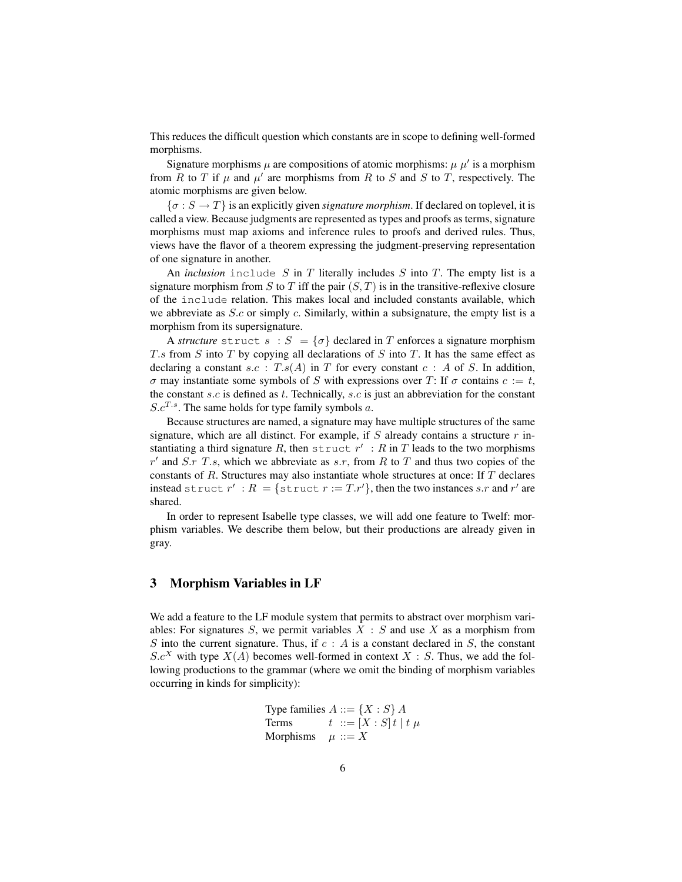This reduces the difficult question which constants are in scope to defining well-formed morphisms.

Signature morphisms $\mu$ are compositions of atomic morphisms: $\mu\ \mu'$ is a morphism from $R$ to $T$ if $\mu$ and $\mu'$ are morphisms from $R$ to $S$ and $S$ to $T$, respectively. The atomic morphisms are given below.

$\{\sigma : S \to T\}$ is an explicitly given *signature morphism*. If declared on toplevel, it is called a view. Because judgments are represented as types and proofs as terms, signature morphisms must map axioms and inference rules to proofs and derived rules. Thus, views have the flavor of a theorem expressing the judgment-preserving representation of one signature in another.

An *inclusion* `include` $S$ in $T$ literally includes $S$ into $T$. The empty list is a signature morphism from $S$ to $T$ iff the pair $(S, T)$ is in the transitive-reflexive closure of the `include` relation. This makes local and included constants available, which we abbreviate as $S.c$ or simply $c$. Similarly, within a subsignature, the empty list is a morphism from its supersignature.

A *structure* `struct` $s\ : S\ = \{\sigma\}$ declared in $T$ enforces a signature morphism $T.s$ from $S$ into $T$ by copying all declarations of $S$ into $T$. It has the same effect as declaring a constant $s.c\ :\ T.s(A)$ in $T$ for every constant $c\ :\ A$ of $S$. In addition, $\sigma$ may instantiate some symbols of $S$ with expressions over $T$: If $\sigma$ contains $c := t$, the constant $s.c$ is defined as $t$. Technically, $s.c$ is just an abbreviation for the constant $S.c^{T.s}$. The same holds for type family symbols $a$.

Because structures are named, a signature may have multiple structures of the same signature, which are all distinct. For example, if $S$ already contains a structure $r$ instantiating a third signature $R$, then `struct` $r'\ : R$ in $T$ leads to the two morphisms $r'$ and $S.r\ T.s$, which we abbreviate as $s.r$, from $R$ to $T$ and thus two copies of the constants of $R$. Structures may also instantiate whole structures at once: If $T$ declares instead `struct` $r'\ : R\ = \{$`struct` $r := T.r'\}$, then the two instances $s.r$ and $r'$ are shared.

In order to represent Isabelle type classes, we will add one feature to Twelf: morphism variables. We describe them below, but their productions are already given in gray.

## 3 Morphism Variables in LF

We add a feature to the LF module system that permits to abstract over morphism variables: For signatures $S$, we permit variables $X\ :\ S$ and use $X$ as a morphism from $S$ into the current signature. Thus, if $c\ :\ A$ is a constant declared in $S$, the constant $S.c^X$ with type $X(A)$ becomes well-formed in context $X\ :\ S$. Thus, we add the following productions to the grammar (where we omit the binding of morphism variables occurring in kinds for simplicity):

| | |
|---|---|
| Type families | $A ::= \{X : S\}\, A$ |
| Terms | $t\ ::= [X : S]\, t \mid t\ \mu$ |
| Morphisms | $\mu\ ::= X$ |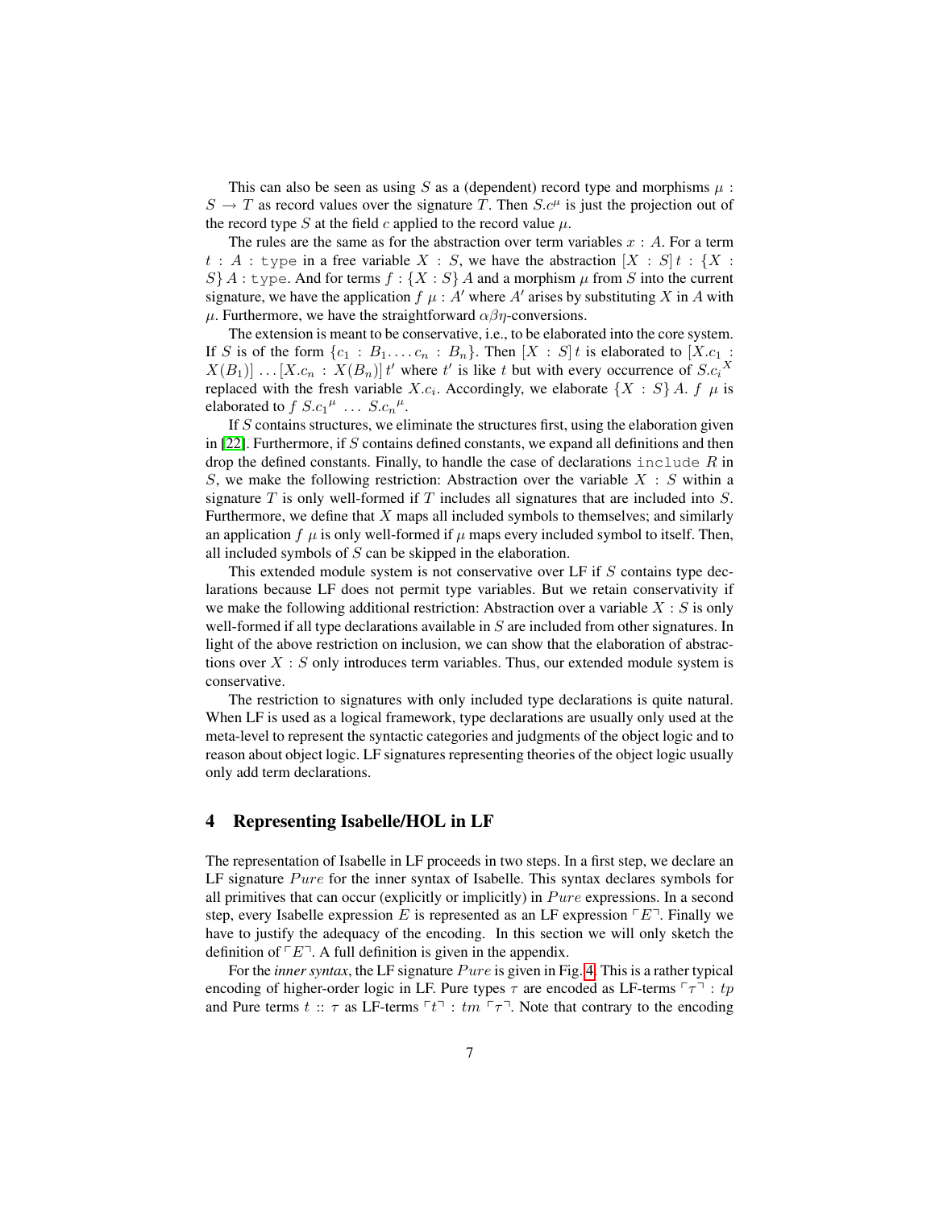This can also be seen as using $S$ as a (dependent) record type and morphisms $\mu : S \to T$ as record values over the signature $T$. Then $S.c^{\mu}$ is just the projection out of the record type $S$ at the field $c$ applied to the record value $\mu$.

The rules are the same as for the abstraction over term variables $x : A$. For a term $t : A : \mathtt{type}$ in a free variable $X : S$, we have the abstraction $[X : S]\, t : \{X : S\}\, A : \mathtt{type}$. And for terms $f : \{X : S\}\, A$ and a morphism $\mu$ from $S$ into the current signature, we have the application $f\ \mu : A'$ where $A'$ arises by substituting $X$ in $A$ with $\mu$. Furthermore, we have the straightforward $\alpha\beta\eta$-conversions.

The extension is meant to be conservative, i.e., to be elaborated into the core system. If $S$ is of the form $\{c_1 : B_1 \ldots c_n : B_n\}$. Then $[X : S]\, t$ is elaborated to $[X.c_1 : X(B_1)] \ldots [X.c_n : X(B_n)]\, t'$ where $t'$ is like $t$ but with every occurrence of $S.c_i{}^X$ replaced with the fresh variable $X.c_i$. Accordingly, we elaborate $\{X : S\}\, A$. $f\ \mu$ is elaborated to $f\ S.c_1{}^{\mu}\ \ldots\ S.c_n{}^{\mu}$.

If $S$ contains structures, we eliminate the structures first, using the elaboration given in [22]. Furthermore, if $S$ contains defined constants, we expand all definitions and then drop the defined constants. Finally, to handle the case of declarations `include` $R$ in $S$, we make the following restriction: Abstraction over the variable $X : S$ within a signature $T$ is only well-formed if $T$ includes all signatures that are included into $S$. Furthermore, we define that $X$ maps all included symbols to themselves; and similarly an application $f\ \mu$ is only well-formed if $\mu$ maps every included symbol to itself. Then, all included symbols of $S$ can be skipped in the elaboration.

This extended module system is not conservative over LF if $S$ contains type declarations because LF does not permit type variables. But we retain conservativity if we make the following additional restriction: Abstraction over a variable $X : S$ is only well-formed if all type declarations available in $S$ are included from other signatures. In light of the above restriction on inclusion, we can show that the elaboration of abstractions over $X : S$ only introduces term variables. Thus, our extended module system is conservative.

The restriction to signatures with only included type declarations is quite natural. When LF is used as a logical framework, type declarations are usually only used at the meta-level to represent the syntactic categories and judgments of the object logic and to reason about object logic. LF signatures representing theories of the object logic usually only add term declarations.

## 4 Representing Isabelle/HOL in LF

The representation of Isabelle in LF proceeds in two steps. In a first step, we declare an LF signature $Pure$ for the inner syntax of Isabelle. This syntax declares symbols for all primitives that can occur (explicitly or implicitly) in $Pure$ expressions. In a second step, every Isabelle expression $E$ is represented as an LF expression $\ulcorner E \urcorner$. Finally we have to justify the adequacy of the encoding. In this section we will only sketch the definition of $\ulcorner E \urcorner$. A full definition is given in the appendix.

For the *inner syntax*, the LF signature $Pure$ is given in Fig. 4. This is a rather typical encoding of higher-order logic in LF. Pure types $\tau$ are encoded as LF-terms $\ulcorner \tau \urcorner : tp$ and Pure terms $t :: \tau$ as LF-terms $\ulcorner t \urcorner : tm\ \ulcorner \tau \urcorner$. Note that contrary to the encoding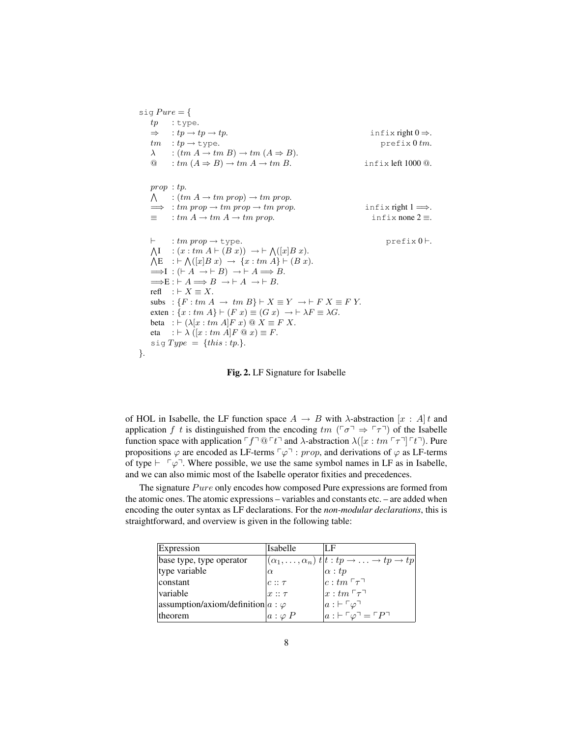```
sig Pure = {
   tp     : type.
   ⇒      : tp → tp → tp.                                         infix right 0 ⇒.
   tm     : tp → type.                                            prefix 0 tm.
   λ      : (tm A → tm B) → tm (A ⇒ B).
   @      : tm (A ⇒ B) → tm A → tm B.                             infix left 1000 @.

   prop   : tp.
   ⋀      : (tm A → tm prop) → tm prop.
   ⟹      : tm prop → tm prop → tm prop.                          infix right 1 ⟹.
   ≡      : tm A → tm A → tm prop.                                infix none 2 ≡.

   ⊢      : tm prop → type.                                       prefix 0 ⊢.
   ⋀I     : (x : tm A ⊢ (B x)) → ⊢ ⋀([x]B x).
   ⋀E     : ⊢ ⋀([x]B x) → {x : tm A} ⊢ (B x).
   ⟹I     : (⊢ A → ⊢ B) → ⊢ A ⟹ B.
   ⟹E     : ⊢ A ⟹ B → ⊢ A → ⊢ B.
   refl   : ⊢ X ≡ X.
   subs   : {F : tm A → tm B} ⊢ X ≡ Y → ⊢ F X ≡ F Y.
   exten  : {x : tm A} ⊢ (F x) ≡ (G x) → ⊢ λF ≡ λG.
   beta   : ⊢ (λ[x : tm A]F x) @ X ≡ F X.
   eta    : ⊢ λ ([x : tm A]F @ x) ≡ F.
   sig Type = {this : tp.}.
}.
```

**Fig. 2.** LF Signature for Isabelle

of HOL in Isabelle, the LF function space $A \to B$ with $\lambda$-abstraction $[x : A]\, t$ and application $f\ t$ is distinguished from the encoding $tm\ (\ulcorner\sigma\urcorner \Rightarrow \ulcorner\tau\urcorner)$ of the Isabelle function space with application $\ulcorner f\urcorner @ \ulcorner t\urcorner$ and $\lambda$-abstraction $\lambda([x : tm\ \ulcorner\tau\urcorner]\ulcorner t\urcorner)$. Pure propositions $\varphi$ are encoded as LF-terms $\ulcorner\varphi\urcorner : prop$, and derivations of $\varphi$ as LF-terms of type $\vdash\ \ulcorner\varphi\urcorner$. Where possible, we use the same symbol names in LF as in Isabelle, and we can also mimic most of the Isabelle operator fixities and precedences.

The signature $Pure$ only encodes how composed Pure expressions are formed from the atomic ones. The atomic expressions – variables and constants etc. – are added when encoding the outer syntax as LF declarations. For the *non-modular declarations*, this is straightforward, and overview is given in the following table:

| Expression | Isabelle | LF |
|---|---|---|
| base type, type operator | $(\alpha_1, \ldots, \alpha_n)\ t$ | $t : tp \to \ldots \to tp \to tp$ |
| type variable | $\alpha$ | $\alpha : tp$ |
| constant | $c :: \tau$ | $c : tm\ \ulcorner\tau\urcorner$ |
| variable | $x :: \tau$ | $x : tm\ \ulcorner\tau\urcorner$ |
| assumption/axiom/definition | $a : \varphi$ | $a : \vdash \ulcorner\varphi\urcorner$ |
| theorem | $a : \varphi\ P$ | $a : \vdash \ulcorner\varphi\urcorner = \ulcorner P\urcorner$ |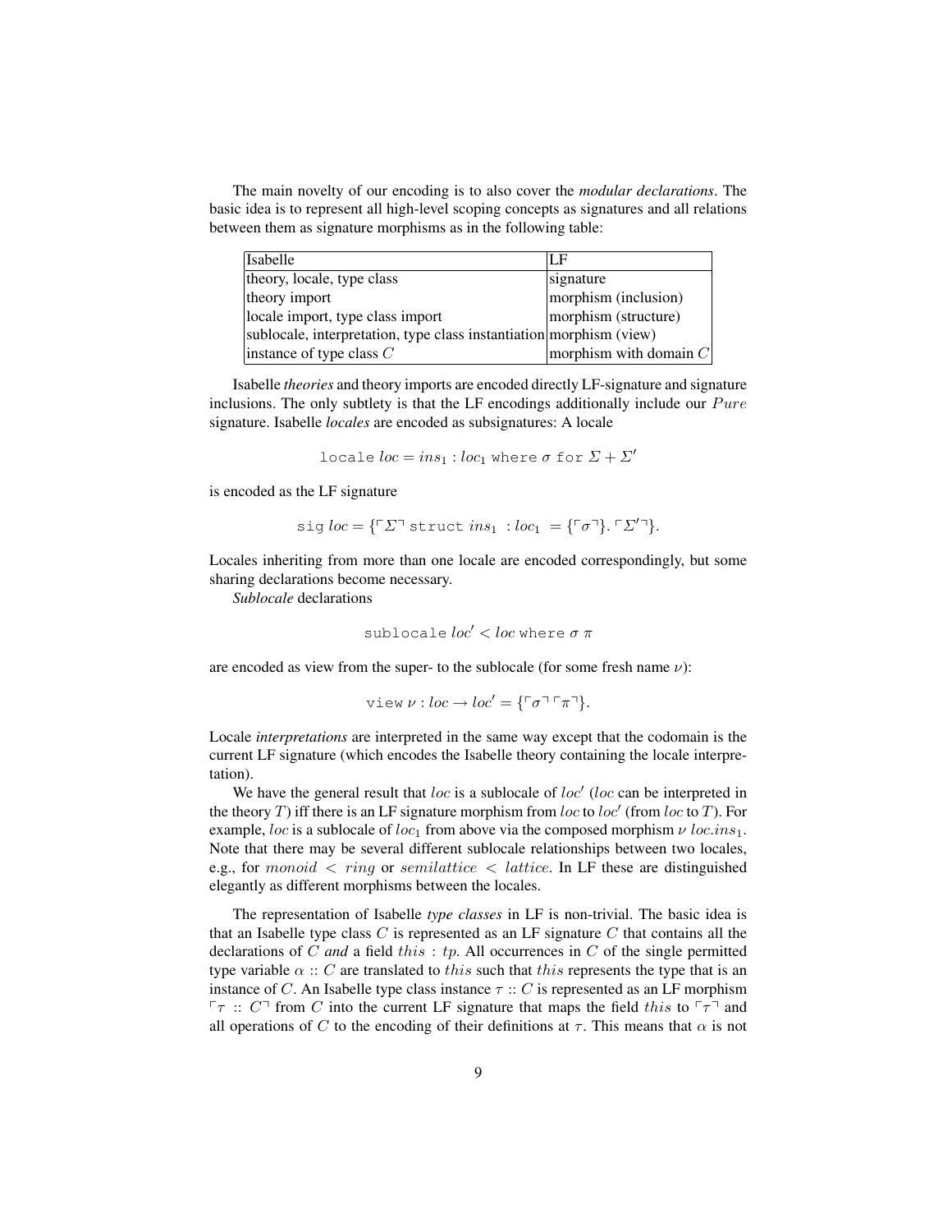The main novelty of our encoding is to also cover the *modular declarations*. The basic idea is to represent all high-level scoping concepts as signatures and all relations between them as signature morphisms as in the following table:

| Isabelle | LF |
|---|---|
| theory, locale, type class | signature |
| theory import | morphism (inclusion) |
| locale import, type class import | morphism (structure) |
| sublocale, interpretation, type class instantiation | morphism (view) |
| instance of type class $C$ | morphism with domain $C$ |

Isabelle *theories* and theory imports are encoded directly LF-signature and signature inclusions. The only subtlety is that the LF encodings additionally include our $Pure$ signature. Isabelle *locales* are encoded as subsignatures: A locale

$$\texttt{locale}\ loc = ins_1 : loc_1\ \texttt{where}\ \sigma\ \texttt{for}\ \Sigma + \Sigma'$$

is encoded as the LF signature

$$\texttt{sig}\ loc = \{\ulcorner\Sigma\urcorner\ \texttt{struct}\ ins_1\ : loc_1\ = \{\ulcorner\sigma\urcorner\}.\ \ulcorner\Sigma'\urcorner\}.$$

Locales inheriting from more than one locale are encoded correspondingly, but some sharing declarations become necessary.

*Sublocale* declarations

$$\texttt{sublocale}\ loc' < loc\ \texttt{where}\ \sigma\ \pi$$

are encoded as view from the super- to the sublocale (for some fresh name $\nu$):

$$\texttt{view}\ \nu : loc \rightarrow loc' = \{\ulcorner\sigma\urcorner\ulcorner\pi\urcorner\}.$$

Locale *interpretations* are interpreted in the same way except that the codomain is the current LF signature (which encodes the Isabelle theory containing the locale interpretation).

We have the general result that $loc$ is a sublocale of $loc'$ ($loc$ can be interpreted in the theory $T$) iff there is an LF signature morphism from $loc$ to $loc'$ (from $loc$ to $T$). For example, $loc$ is a sublocale of $loc_1$ from above via the composed morphism $\nu\ loc.ins_1$. Note that there may be several different sublocale relationships between two locales, e.g., for $monoid < ring$ or $semilattice < lattice$. In LF these are distinguished elegantly as different morphisms between the locales.

The representation of Isabelle *type classes* in LF is non-trivial. The basic idea is that an Isabelle type class $C$ is represented as an LF signature $C$ that contains all the declarations of $C$ *and* a field $this : tp$. All occurrences in $C$ of the single permitted type variable $\alpha :: C$ are translated to $this$ such that $this$ represents the type that is an instance of $C$. An Isabelle type class instance $\tau :: C$ is represented as an LF morphism $\ulcorner\tau :: C\urcorner$ from $C$ into the current LF signature that maps the field $this$ to $\ulcorner\tau\urcorner$ and all operations of $C$ to the encoding of their definitions at $\tau$. This means that $\alpha$ is not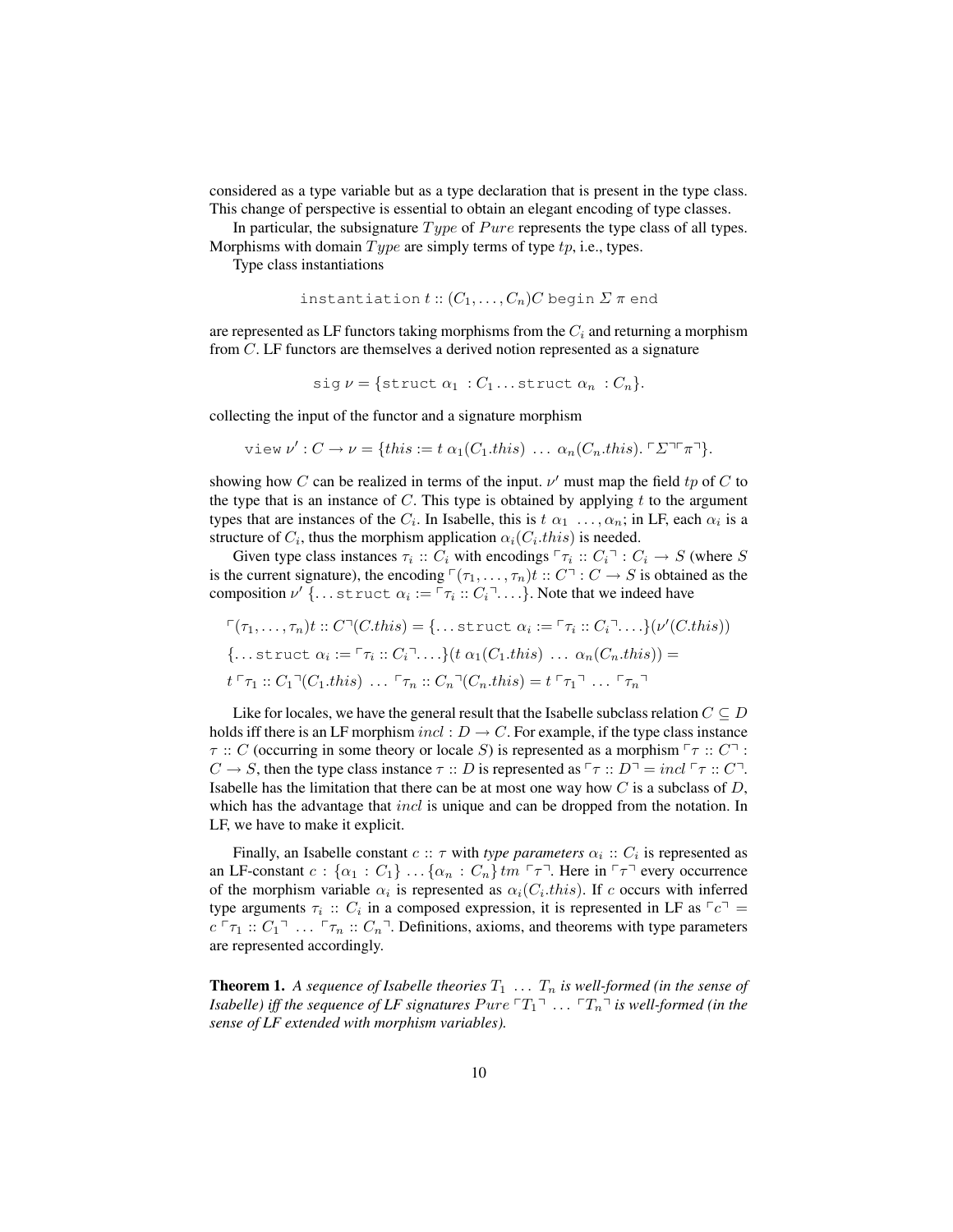considered as a type variable but as a type declaration that is present in the type class. This change of perspective is essential to obtain an elegant encoding of type classes.

In particular, the subsignature $Type$ of $Pure$ represents the type class of all types. Morphisms with domain $Type$ are simply terms of type $tp$, i.e., types.

Type class instantiations

$$\texttt{instantiation}\ t :: (C_1, \dots, C_n)C\ \texttt{begin}\ \Sigma\ \pi\ \texttt{end}$$

are represented as LF functors taking morphisms from the $C_i$ and returning a morphism from $C$. LF functors are themselves a derived notion represented as a signature

$$\texttt{sig}\ \nu = \{\texttt{struct}\ \alpha_1\ : C_1 \dots \texttt{struct}\ \alpha_n\ : C_n\}.$$

collecting the input of the functor and a signature morphism

$$\texttt{view}\ \nu' : C \to \nu = \{this := t\ \alpha_1(C_1.this)\ \dots\ \alpha_n(C_n.this).\ulcorner\Sigma\urcorner\ulcorner\pi\urcorner\}.$$

showing how $C$ can be realized in terms of the input. $\nu'$ must map the field $tp$ of $C$ to the type that is an instance of $C$. This type is obtained by applying $t$ to the argument types that are instances of the $C_i$. In Isabelle, this is $t\ \alpha_1\ \dots, \alpha_n$; in LF, each $\alpha_i$ is a structure of $C_i$, thus the morphism application $\alpha_i(C_i.this)$ is needed.

Given type class instances $\tau_i :: C_i$ with encodings $\ulcorner\tau_i :: C_i\urcorner : C_i \to S$ (where $S$ is the current signature), the encoding $\ulcorner(\tau_1, \dots, \tau_n)t :: C\urcorner : C \to S$ is obtained as the composition $\nu'\ \{\dots \texttt{struct}\ \alpha_i := \ulcorner\tau_i :: C_i\urcorner \dots\}$. Note that we indeed have

$$\ulcorner(\tau_1, \dots, \tau_n)t :: C\urcorner(C.this) = \{\dots \texttt{struct}\ \alpha_i := \ulcorner\tau_i :: C_i\urcorner \dots\}(\nu'(C.this))$$
$$\{\dots \texttt{struct}\ \alpha_i := \ulcorner\tau_i :: C_i\urcorner \dots\}(t\ \alpha_1(C_1.this)\ \dots\ \alpha_n(C_n.this)) =$$
$$t\ulcorner\tau_1 :: C_1\urcorner(C_1.this)\ \dots\ \ulcorner\tau_n :: C_n\urcorner(C_n.this) = t\ulcorner\tau_1\urcorner\ \dots\ \ulcorner\tau_n\urcorner$$

Like for locales, we have the general result that the Isabelle subclass relation $C \subseteq D$ holds iff there is an LF morphism $incl : D \to C$. For example, if the type class instance $\tau :: C$ (occurring in some theory or locale $S$) is represented as a morphism $\ulcorner\tau :: C\urcorner : C \to S$, then the type class instance $\tau :: D$ is represented as $\ulcorner\tau :: D\urcorner = incl\ulcorner\tau :: C\urcorner$. Isabelle has the limitation that there can be at most one way how $C$ is a subclass of $D$, which has the advantage that $incl$ is unique and can be dropped from the notation. In LF, we have to make it explicit.

Finally, an Isabelle constant $c :: \tau$ with *type parameters* $\alpha_i :: C_i$ is represented as an LF-constant $c : \{\alpha_1 : C_1\} \dots \{\alpha_n : C_n\}\, tm\ \ulcorner\tau\urcorner$. Here in $\ulcorner\tau\urcorner$ every occurrence of the morphism variable $\alpha_i$ is represented as $\alpha_i(C_i.this)$. If $c$ occurs with inferred type arguments $\tau_i :: C_i$ in a composed expression, it is represented in LF as $\ulcorner c\urcorner = c\ulcorner\tau_1 :: C_1\urcorner\ \dots\ \ulcorner\tau_n :: C_n\urcorner$. Definitions, axioms, and theorems with type parameters are represented accordingly.

**Theorem 1.** *A sequence of Isabelle theories $T_1\ \dots\ T_n$ is well-formed (in the sense of Isabelle) iff the sequence of LF signatures $Pure\ulcorner T_1\urcorner\ \dots\ \ulcorner T_n\urcorner$ is well-formed (in the sense of LF extended with morphism variables).*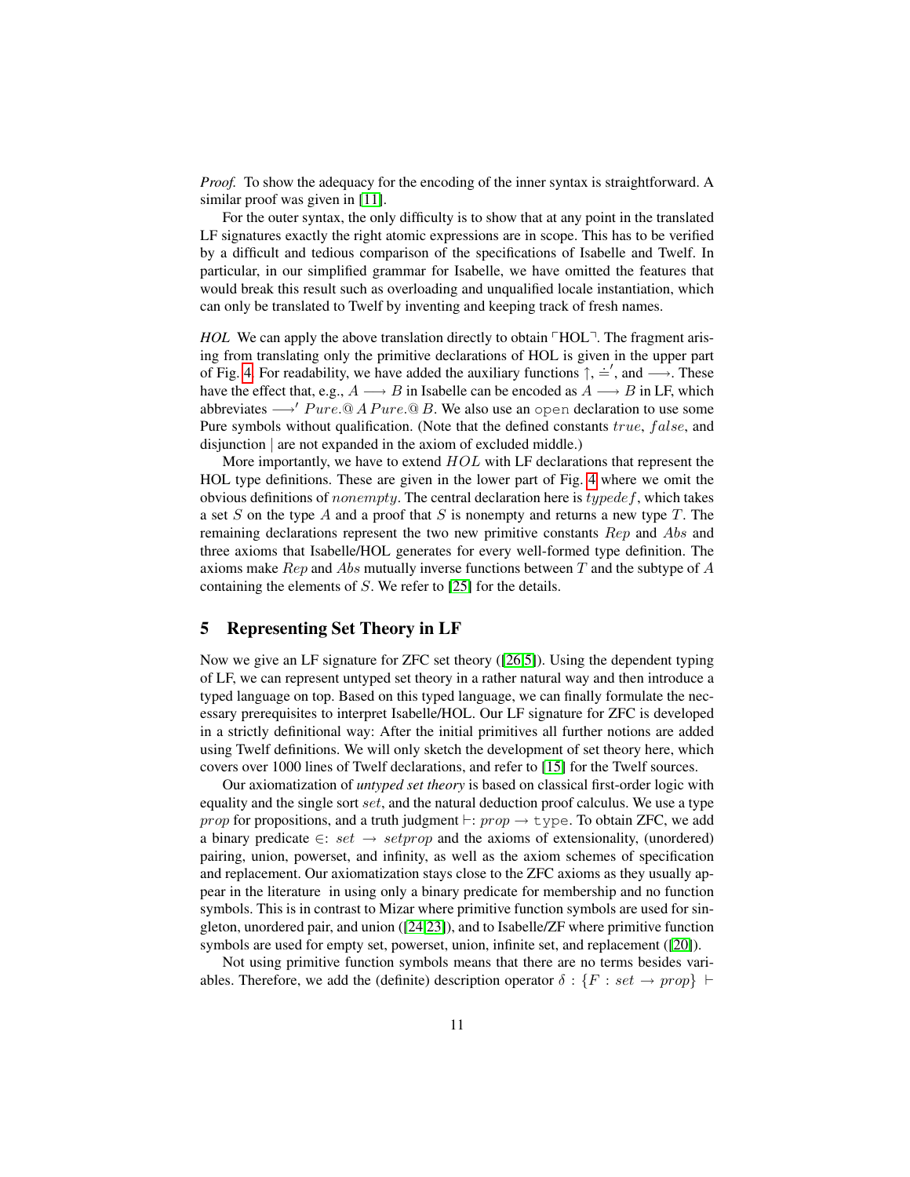*Proof.* To show the adequacy for the encoding of the inner syntax is straightforward. A similar proof was given in [11].

For the outer syntax, the only difficulty is to show that at any point in the translated LF signatures exactly the right atomic expressions are in scope. This has to be verified by a difficult and tedious comparison of the specifications of Isabelle and Twelf. In particular, in our simplified grammar for Isabelle, we have omitted the features that would break this result such as overloading and unqualified locale instantiation, which can only be translated to Twelf by inventing and keeping track of fresh names.

*HOL* We can apply the above translation directly to obtain $\ulcorner \mathrm{HOL} \urcorner$. The fragment arising from translating only the primitive declarations of HOL is given in the upper part of Fig. 4. For readability, we have added the auxiliary functions $\uparrow$, $\doteq'$, and $\longrightarrow$. These have the effect that, e.g., $A \longrightarrow B$ in Isabelle can be encoded as $A \longrightarrow B$ in LF, which abbreviates $\longrightarrow' Pure.@\, A\, Pure.@\, B$. We also use an `open` declaration to use some Pure symbols without qualification. (Note that the defined constants $true$, $false$, and disjunction | are not expanded in the axiom of excluded middle.)

More importantly, we have to extend $HOL$ with LF declarations that represent the HOL type definitions. These are given in the lower part of Fig. 4 where we omit the obvious definitions of $nonempty$. The central declaration here is $typedef$, which takes a set $S$ on the type $A$ and a proof that $S$ is nonempty and returns a new type $T$. The remaining declarations represent the two new primitive constants $Rep$ and $Abs$ and three axioms that Isabelle/HOL generates for every well-formed type definition. The axioms make $Rep$ and $Abs$ mutually inverse functions between $T$ and the subtype of $A$ containing the elements of $S$. We refer to [25] for the details.

## 5 Representing Set Theory in LF

Now we give an LF signature for ZFC set theory ([26,5]). Using the dependent typing of LF, we can represent untyped set theory in a rather natural way and then introduce a typed language on top. Based on this typed language, we can finally formulate the necessary prerequisites to interpret Isabelle/HOL. Our LF signature for ZFC is developed in a strictly definitional way: After the initial primitives all further notions are added using Twelf definitions. We will only sketch the development of set theory here, which covers over 1000 lines of Twelf declarations, and refer to [15] for the Twelf sources.

Our axiomatization of *untyped set theory* is based on classical first-order logic with equality and the single sort $set$, and the natural deduction proof calculus. We use a type $prop$ for propositions, and a truth judgment $\vdash : prop \to \mathtt{type}$. To obtain ZFC, we add a binary predicate $\in : set \to setprop$ and the axioms of extensionality, (unordered) pairing, union, powerset, and infinity, as well as the axiom schemes of specification and replacement. Our axiomatization stays close to the ZFC axioms as they usually appear in the literature in using only a binary predicate for membership and no function symbols. This is in contrast to Mizar where primitive function symbols are used for singleton, unordered pair, and union ([24,23]), and to Isabelle/ZF where primitive function symbols are used for empty set, powerset, union, infinite set, and replacement ([20]).

Not using primitive function symbols means that there are no terms besides variables. Therefore, we add the (definite) description operator $\delta : \{F : set \to prop\} \vdash$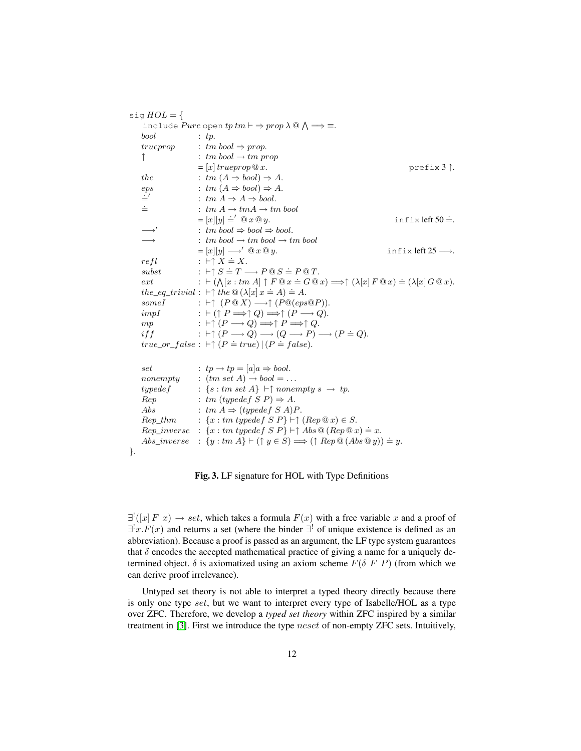```
sig HOL = {
  include Pure open tp tm ⊢ ⇒ prop λ @ ⋀ ⟹ ≡.
  bool          : tp.
  trueprop      : tm bool ⇒ prop.
  ↑             : tm bool → tm prop
                = [x] trueprop @ x.                                      prefix 3 ↑.
  the           : tm (A ⇒ bool) ⇒ A.
  eps           : tm (A ⇒ bool) ⇒ A.
  ≐'            : tm A ⇒ A ⇒ bool.
  ≐             : tm A → tmA → tm bool
                = [x][y] ≐' @ x @ y.                                     infix left 50 ≐.
  ⟶'            : tm bool ⇒ bool ⇒ bool.
  ⟶             : tm bool → tm bool → tm bool
                = [x][y] ⟶' @ x @ y.                                     infix left 25 ⟶.
  refl          : ⊢↑ X ≐ X.
  subst         : ⊢↑ S ≐ T ⟶ P @ S ≐ P @ T.
  ext           : ⊢ (⋀[x : tm A] ↑ F @ x ≐ G @ x) ⟹↑ (λ[x] F @ x) ≐ (λ[x] G @ x).
  the_eq_trivial : ⊢↑ the @ (λ[x] x ≐ A) ≐ A.
  someI         : ⊢↑ (P @ X) ⟶↑ (P@(eps@P)).
  impI          : ⊢ (↑ P ⟹↑ Q) ⟹↑ (P ⟶ Q).
  mp            : ⊢↑ (P ⟶ Q) ⟹↑ P ⟹↑ Q.
  iff           : ⊢↑ (P ⟶ Q) ⟶ (Q ⟶ P) ⟶ (P ≐ Q).
  true_or_false : ⊢↑ (P ≐ true) | (P ≐ false).

  set           : tp → tp = [a]a ⇒ bool.
  nonempty      : (tm set A) → bool = ...
  typedef       : {s : tm set A} ⊢↑ nonempty s → tp.
  Rep           : tm (typedef S P) ⇒ A.
  Abs           : tm A ⇒ (typedef S A)P.
  Rep_thm       : {x : tm typedef S P} ⊢↑ (Rep @ x) ∈ S.
  Rep_inverse   : {x : tm typedef S P} ⊢↑ Abs @ (Rep @ x) ≐ x.
  Abs_inverse   : {y : tm A} ⊢ (↑ y ∈ S) ⟹ (↑ Rep @ (Abs @ y)) ≐ y.
}.
```

**Fig. 3.** LF signature for HOL with Type Definitions

$\exists^!([x]\, F\ x) \rightarrow set$, which takes a formula $F(x)$ with a free variable $x$ and a proof of $\exists^! x.F(x)$ and returns a set (where the binder $\exists^!$ of unique existence is defined as an abbreviation). Because a proof is passed as an argument, the LF type system guarantees that $\delta$ encodes the accepted mathematical practice of giving a name for a uniquely determined object. $\delta$ is axiomatized using an axiom scheme $F(\delta\ F\ P)$ (from which we can derive proof irrelevance).

Untyped set theory is not able to interpret a typed theory directly because there is only one type *set*, but we want to interpret every type of Isabelle/HOL as a type over ZFC. Therefore, we develop a *typed set theory* within ZFC inspired by a similar treatment in [3]. First we introduce the type *neset* of non-empty ZFC sets. Intuitively,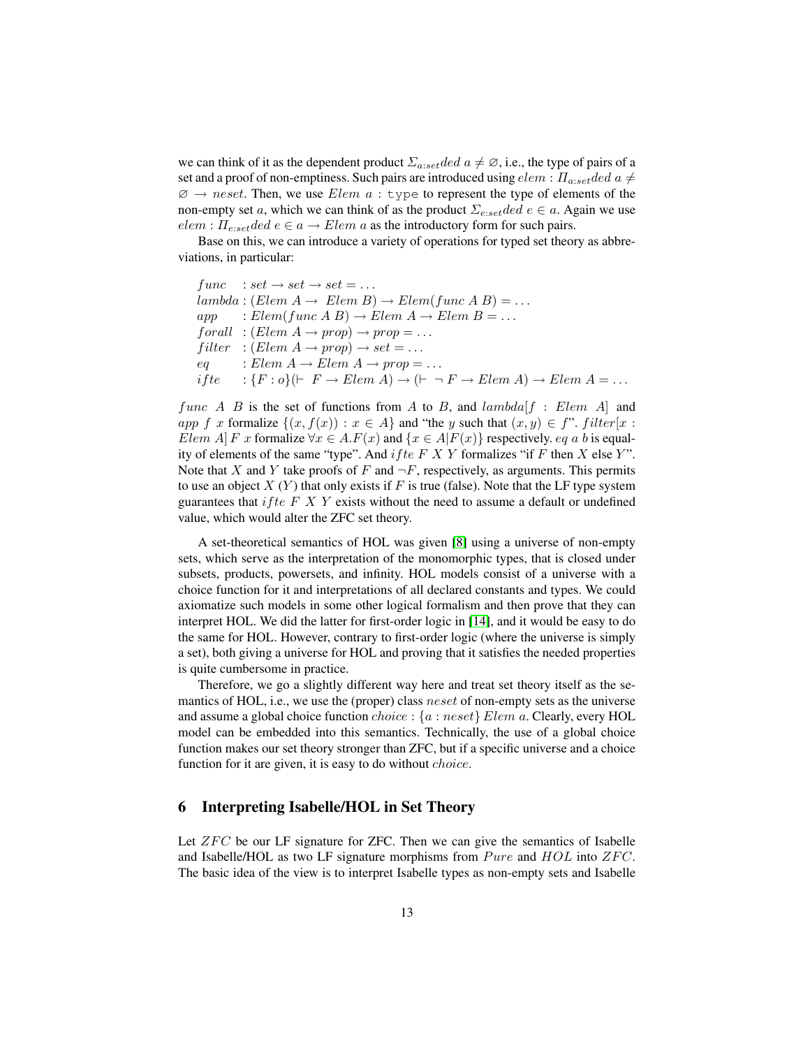we can think of it as the dependent product $\Sigma_{a:set} ded\ a \neq \varnothing$, i.e., the type of pairs of a set and a proof of non-emptiness. Such pairs are introduced using $elem : \Pi_{a:set} ded\ a \neq \varnothing \rightarrow neset$. Then, we use $Elem\ a$ : `type` to represent the type of elements of the non-empty set $a$, which we can think of as the product $\Sigma_{e:set} ded\ e \in a$. Again we use $elem : \Pi_{e:set} ded\ e \in a \rightarrow Elem\ a$ as the introductory form for such pairs.

Base on this, we can introduce a variety of operations for typed set theory as abbreviations, in particular:

$$
\begin{array}{ll}
func & : set \rightarrow set \rightarrow set = \ldots \\
lambda & : (Elem\ A \rightarrow\ Elem\ B) \rightarrow Elem(func\ A\ B) = \ldots \\
app & : Elem(func\ A\ B) \rightarrow Elem\ A \rightarrow Elem\ B = \ldots \\
forall & : (Elem\ A \rightarrow prop) \rightarrow prop = \ldots \\
filter & : (Elem\ A \rightarrow prop) \rightarrow set = \ldots \\
eq & : Elem\ A \rightarrow Elem\ A \rightarrow prop = \ldots \\
ifte & : \{F : o\}(\vdash\ F \rightarrow Elem\ A) \rightarrow (\vdash\ \neg\ F \rightarrow Elem\ A) \rightarrow Elem\ A = \ldots
\end{array}
$$

$func\ A\ B$ is the set of functions from $A$ to $B$, and $lambda[f : Elem\ A]$ and $app\ f\ x$ formalize $\{(x, f(x)) : x \in A\}$ and "the $y$ such that $(x, y) \in f$". $filter[x : Elem\ A]\ F\ x$ formalize $\forall x \in A.F(x)$ and $\{x \in A | F(x)\}$ respectively. $eq\ a\ b$ is equality of elements of the same "type". And $ifte\ F\ X\ Y$ formalizes "if $F$ then $X$ else $Y$". Note that $X$ and $Y$ take proofs of $F$ and $\neg F$, respectively, as arguments. This permits to use an object $X$ ($Y$) that only exists if $F$ is true (false). Note that the LF type system guarantees that $ifte\ F\ X\ Y$ exists without the need to assume a default or undefined value, which would alter the ZFC set theory.

A set-theoretical semantics of HOL was given [8] using a universe of non-empty sets, which serve as the interpretation of the monomorphic types, that is closed under subsets, products, powersets, and infinity. HOL models consist of a universe with a choice function for it and interpretations of all declared constants and types. We could axiomatize such models in some other logical formalism and then prove that they can interpret HOL. We did the latter for first-order logic in [14], and it would be easy to do the same for HOL. However, contrary to first-order logic (where the universe is simply a set), both giving a universe for HOL and proving that it satisfies the needed properties is quite cumbersome in practice.

Therefore, we go a slightly different way here and treat set theory itself as the semantics of HOL, i.e., we use the (proper) class $neset$ of non-empty sets as the universe and assume a global choice function $choice : \{a : neset\}\ Elem\ a$. Clearly, every HOL model can be embedded into this semantics. Technically, the use of a global choice function makes our set theory stronger than ZFC, but if a specific universe and a choice function for it are given, it is easy to do without $choice$.

## 6 Interpreting Isabelle/HOL in Set Theory

Let $ZFC$ be our LF signature for ZFC. Then we can give the semantics of Isabelle and Isabelle/HOL as two LF signature morphisms from $Pure$ and $HOL$ into $ZFC$. The basic idea of the view is to interpret Isabelle types as non-empty sets and Isabelle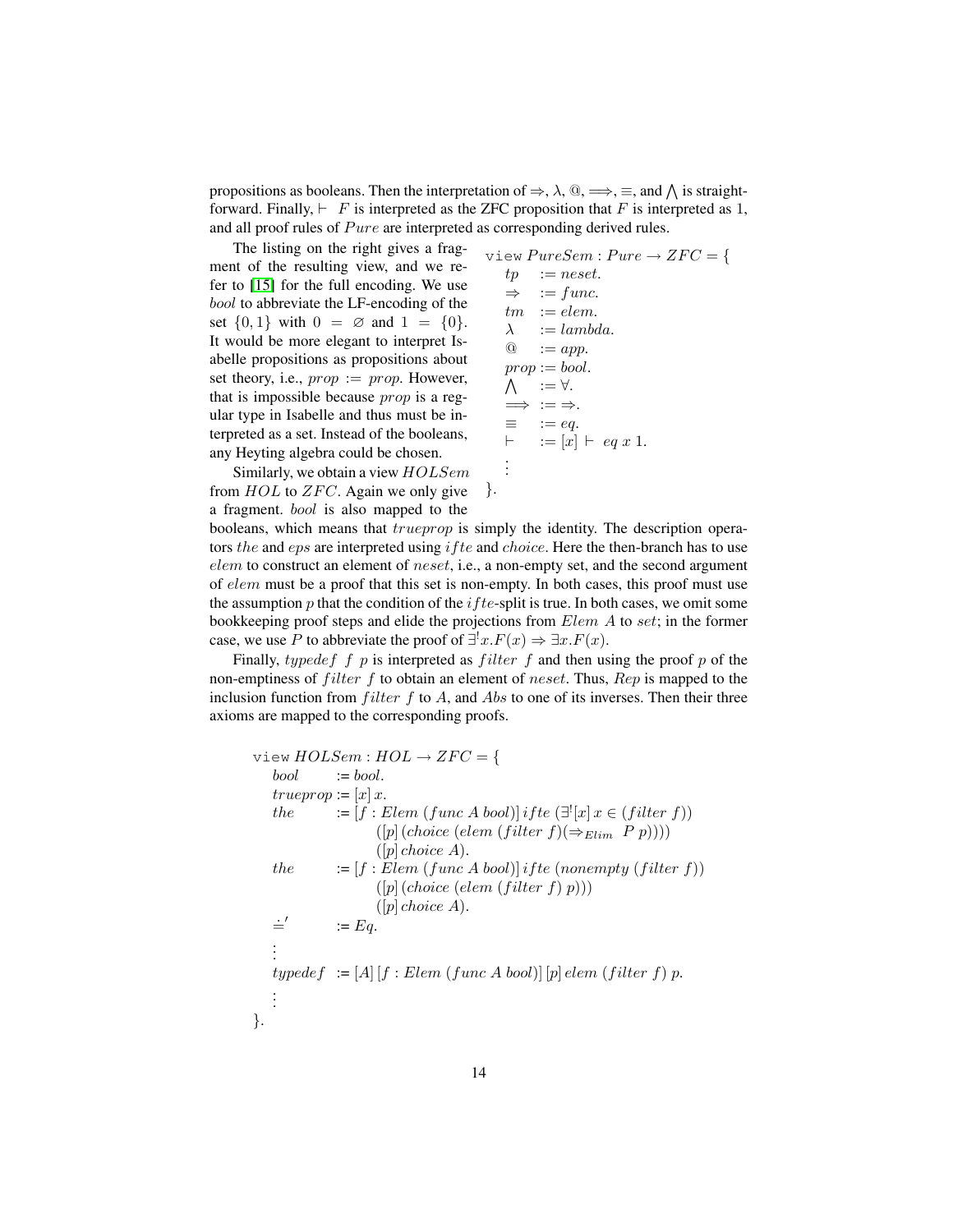propositions as booleans. Then the interpretation of $\Rightarrow$, $\lambda$, $@$, $\Longrightarrow$, $\equiv$, and $\bigwedge$ is straightforward. Finally, $\vdash\ F$ is interpreted as the ZFC proposition that $F$ is interpreted as 1, and all proof rules of $Pure$ are interpreted as corresponding derived rules.

The listing on the right gives a fragment of the resulting view, and we refer to [15] for the full encoding. We use *bool* to abbreviate the LF-encoding of the set $\{0, 1\}$ with $0 = \varnothing$ and $1 = \{0\}$. It would be more elegant to interpret Isabelle propositions as propositions about set theory, i.e., $prop := prop$. However, that is impossible because $prop$ is a regular type in Isabelle and thus must be interpreted as a set. Instead of the booleans, any Heyting algebra could be chosen.

$$
\begin{array}{l}
\texttt{view}\ PureSem : Pure \to ZFC = \{\\
\quad tp \quad := neset.\\
\quad \Rightarrow \quad := func.\\
\quad tm \quad := elem.\\
\quad \lambda \quad := lambda.\\
\quad @ \quad := app.\\
\quad prop := bool.\\
\quad \bigwedge \quad := \forall.\\
\quad \Longrightarrow := \Rightarrow.\\
\quad \equiv \quad := eq.\\
\quad \vdash \quad := [x]\ \vdash\ eq\ x\ 1.\\
\quad \vdots\\
\}.
\end{array}
$$

Similarly, we obtain a view $HOLSem$ from $HOL$ to $ZFC$. Again we only give a fragment. *bool* is also mapped to the booleans, which means that $trueprop$ is simply the identity. The description operators $the$ and $eps$ are interpreted using $ifte$ and $choice$. Here the then-branch has to use $elem$ to construct an element of $neset$, i.e., a non-empty set, and the second argument of $elem$ must be a proof that this set is non-empty. In both cases, this proof must use the assumption $p$ that the condition of the $ifte$-split is true. In both cases, we omit some bookkeeping proof steps and elide the projections from $Elem\ A$ to $set$; in the former case, we use $P$ to abbreviate the proof of $\exists^! x.F(x) \Rightarrow \exists x.F(x)$.

Finally, $typedef\ f\ p$ is interpreted as $filter\ f$ and then using the proof $p$ of the non-emptiness of $filter\ f$ to obtain an element of $neset$. Thus, $Rep$ is mapped to the inclusion function from $filter\ f$ to $A$, and $Abs$ to one of its inverses. Then their three axioms are mapped to the corresponding proofs.

$$
\begin{array}{ll}
\multicolumn{2}{l}{\texttt{view}\ HOLSem : HOL \to ZFC = \{}\\
\quad bool & := bool.\\
\quad trueprop & := [x]\,x.\\
\quad the & := [f : Elem\ (func\ A\ bool)]\,ifte\ (\exists^![x]\,x \in (filter\ f))\\
 & \qquad ([p]\,(choice\ (elem\ (filter\ f)(\Rightarrow_{Elim}\ P\ p))))\\
 & \qquad ([p]\,choice\ A).\\
\quad the & := [f : Elem\ (func\ A\ bool)]\,ifte\ (nonempty\ (filter\ f))\\
 & \qquad ([p]\,(choice\ (elem\ (filter\ f)\ p)))\\
 & \qquad ([p]\,choice\ A).\\
\quad \doteq' & := Eq.\\
\quad \vdots & \\
\quad typedef & := [A]\,[f : Elem\ (func\ A\ bool)]\,[p]\,elem\ (filter\ f)\ p.\\
\quad \vdots & \\
\}. &
\end{array}
$$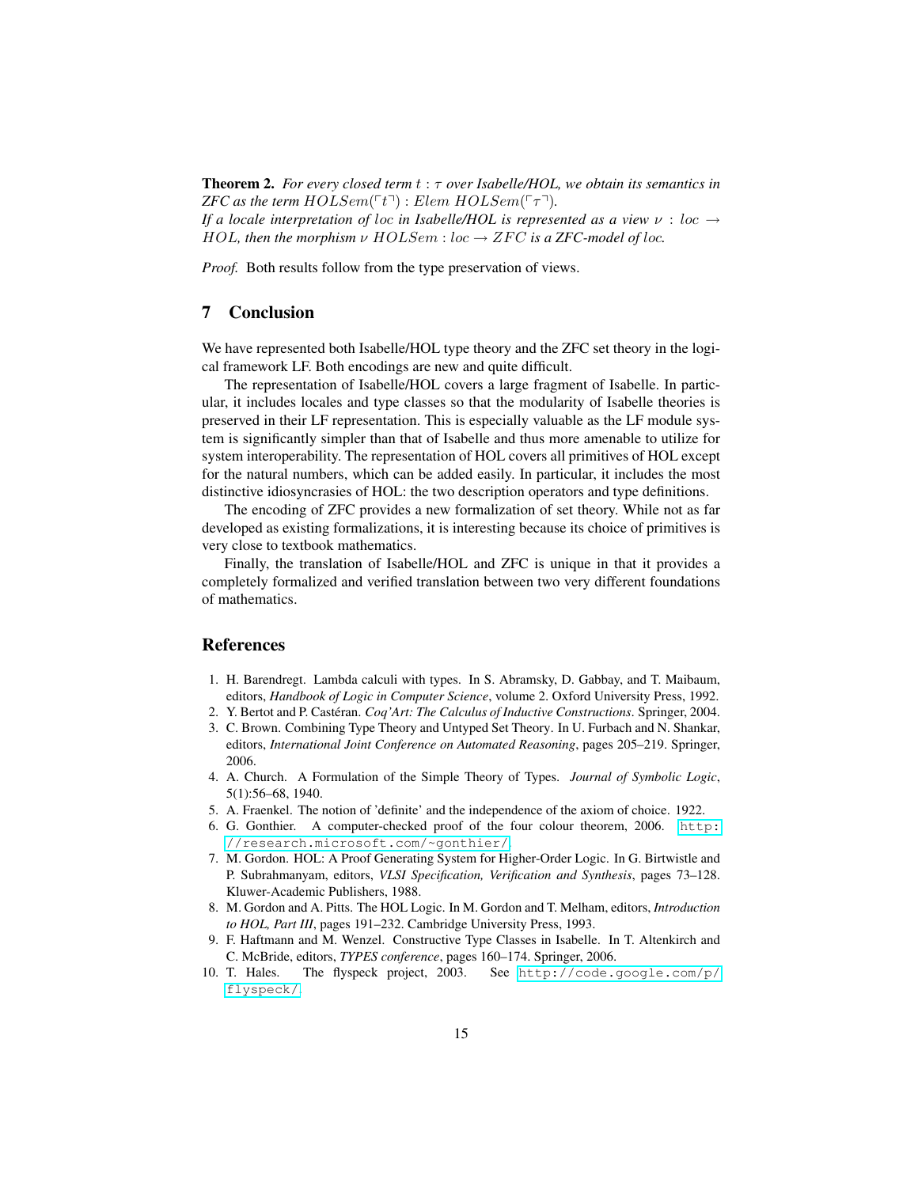**Theorem 2.** *For every closed term $t : \tau$ over Isabelle/HOL, we obtain its semantics in ZFC as the term $HOLSem(\ulcorner t \urcorner) : Elem\ HOLSem(\ulcorner \tau \urcorner)$.*
*If a locale interpretation of $loc$ in Isabelle/HOL is represented as a view $\nu : loc \to HOL$, then the morphism $\nu\ HOLSem : loc \to ZFC$ is a ZFC-model of $loc$.*

*Proof.* Both results follow from the type preservation of views.

## 7 Conclusion

We have represented both Isabelle/HOL type theory and the ZFC set theory in the logical framework LF. Both encodings are new and quite difficult.

The representation of Isabelle/HOL covers a large fragment of Isabelle. In particular, it includes locales and type classes so that the modularity of Isabelle theories is preserved in their LF representation. This is especially valuable as the LF module system is significantly simpler than that of Isabelle and thus more amenable to utilize for system interoperability. The representation of HOL covers all primitives of HOL except for the natural numbers, which can be added easily. In particular, it includes the most distinctive idiosyncrasies of HOL: the two description operators and type definitions.

The encoding of ZFC provides a new formalization of set theory. While not as far developed as existing formalizations, it is interesting because its choice of primitives is very close to textbook mathematics.

Finally, the translation of Isabelle/HOL and ZFC is unique in that it provides a completely formalized and verified translation between two very different foundations of mathematics.

## References

1. H. Barendregt. Lambda calculi with types. In S. Abramsky, D. Gabbay, and T. Maibaum, editors, *Handbook of Logic in Computer Science*, volume 2. Oxford University Press, 1992.
2. Y. Bertot and P. Castéran. *Coq'Art: The Calculus of Inductive Constructions*. Springer, 2004.
3. C. Brown. Combining Type Theory and Untyped Set Theory. In U. Furbach and N. Shankar, editors, *International Joint Conference on Automated Reasoning*, pages 205–219. Springer, 2006.
4. A. Church. A Formulation of the Simple Theory of Types. *Journal of Symbolic Logic*, 5(1):56–68, 1940.
5. A. Fraenkel. The notion of 'definite' and the independence of the axiom of choice. 1922.
6. G. Gonthier. A computer-checked proof of the four colour theorem, 2006. http://research.microsoft.com/~gonthier/.
7. M. Gordon. HOL: A Proof Generating System for Higher-Order Logic. In G. Birtwistle and P. Subrahmanyam, editors, *VLSI Specification, Verification and Synthesis*, pages 73–128. Kluwer-Academic Publishers, 1988.
8. M. Gordon and A. Pitts. The HOL Logic. In M. Gordon and T. Melham, editors, *Introduction to HOL, Part III*, pages 191–232. Cambridge University Press, 1993.
9. F. Haftmann and M. Wenzel. Constructive Type Classes in Isabelle. In T. Altenkirch and C. McBride, editors, *TYPES conference*, pages 160–174. Springer, 2006.
10. T. Hales. The flyspeck project, 2003. See http://code.google.com/p/flyspeck/.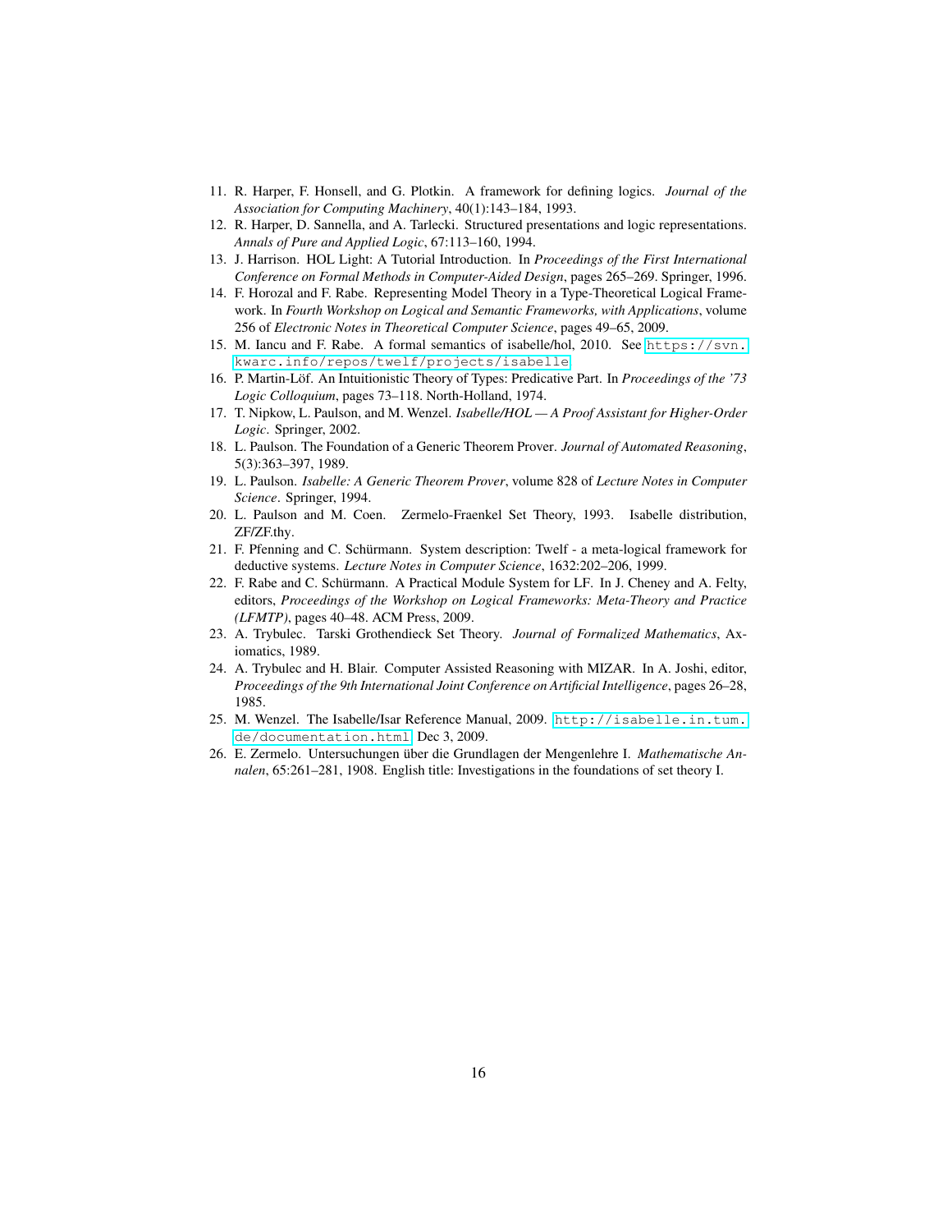11. R. Harper, F. Honsell, and G. Plotkin. A framework for defining logics. *Journal of the Association for Computing Machinery*, 40(1):143–184, 1993.
12. R. Harper, D. Sannella, and A. Tarlecki. Structured presentations and logic representations. *Annals of Pure and Applied Logic*, 67:113–160, 1994.
13. J. Harrison. HOL Light: A Tutorial Introduction. In *Proceedings of the First International Conference on Formal Methods in Computer-Aided Design*, pages 265–269. Springer, 1996.
14. F. Horozal and F. Rabe. Representing Model Theory in a Type-Theoretical Logical Framework. In *Fourth Workshop on Logical and Semantic Frameworks, with Applications*, volume 256 of *Electronic Notes in Theoretical Computer Science*, pages 49–65, 2009.
15. M. Iancu and F. Rabe. A formal semantics of isabelle/hol, 2010. See `https://svn.kwarc.info/repos/twelf/projects/isabelle`
16. P. Martin-Löf. An Intuitionistic Theory of Types: Predicative Part. In *Proceedings of the '73 Logic Colloquium*, pages 73–118. North-Holland, 1974.
17. T. Nipkow, L. Paulson, and M. Wenzel. *Isabelle/HOL — A Proof Assistant for Higher-Order Logic*. Springer, 2002.
18. L. Paulson. The Foundation of a Generic Theorem Prover. *Journal of Automated Reasoning*, 5(3):363–397, 1989.
19. L. Paulson. *Isabelle: A Generic Theorem Prover*, volume 828 of *Lecture Notes in Computer Science*. Springer, 1994.
20. L. Paulson and M. Coen. Zermelo-Fraenkel Set Theory, 1993. Isabelle distribution, ZF/ZF.thy.
21. F. Pfenning and C. Schürmann. System description: Twelf - a meta-logical framework for deductive systems. *Lecture Notes in Computer Science*, 1632:202–206, 1999.
22. F. Rabe and C. Schürmann. A Practical Module System for LF. In J. Cheney and A. Felty, editors, *Proceedings of the Workshop on Logical Frameworks: Meta-Theory and Practice (LFMTP)*, pages 40–48. ACM Press, 2009.
23. A. Trybulec. Tarski Grothendieck Set Theory. *Journal of Formalized Mathematics*, Axiomatics, 1989.
24. A. Trybulec and H. Blair. Computer Assisted Reasoning with MIZAR. In A. Joshi, editor, *Proceedings of the 9th International Joint Conference on Artificial Intelligence*, pages 26–28, 1985.
25. M. Wenzel. The Isabelle/Isar Reference Manual, 2009. `http://isabelle.in.tum.de/documentation.html` Dec 3, 2009.
26. E. Zermelo. Untersuchungen über die Grundlagen der Mengenlehre I. *Mathematische Annalen*, 65:261–281, 1908. English title: Investigations in the foundations of set theory I.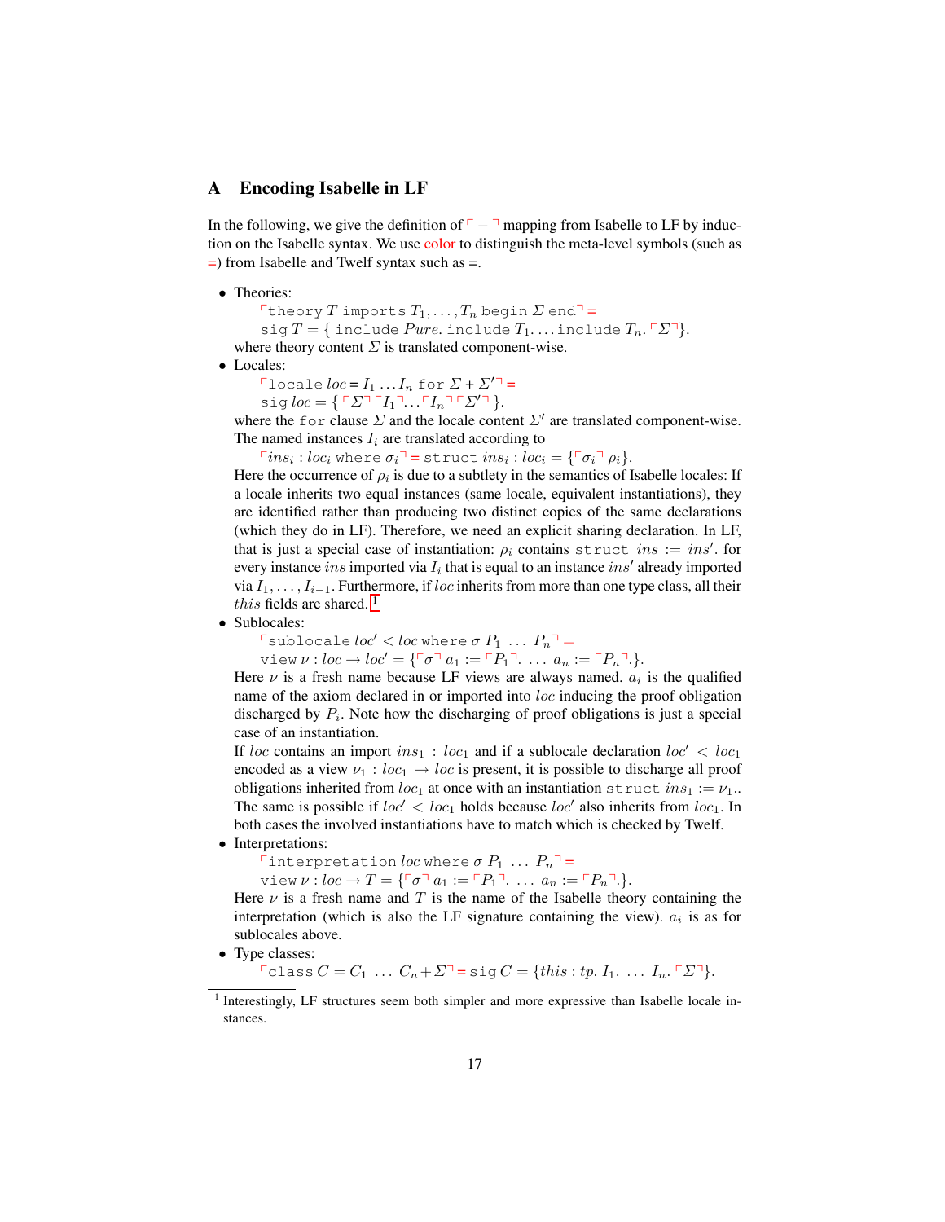## A Encoding Isabelle in LF

In the following, we give the definition of $\ulcorner - \urcorner$ mapping from Isabelle to LF by induction on the Isabelle syntax. We use color to distinguish the meta-level symbols (such as =) from Isabelle and Twelf syntax such as =.

- Theories:

  $\ulcorner \texttt{theory}\ T\ \texttt{imports}\ T_1, \ldots, T_n\ \texttt{begin}\ \Sigma\ \texttt{end} \urcorner =$
  $\texttt{sig}\ T = \{\ \texttt{include}\ \mathit{Pure}.\ \texttt{include}\ T_1. \ldots \texttt{include}\ T_n. \ulcorner \Sigma \urcorner \}.$

  where theory content $\Sigma$ is translated component-wise.
- Locales:

  $\ulcorner \texttt{locale}\ \mathit{loc} = I_1 \ldots I_n\ \texttt{for}\ \Sigma + \Sigma' \urcorner =$
  $\texttt{sig}\ \mathit{loc} = \{ \ulcorner \Sigma \urcorner \ulcorner I_1 \urcorner \ldots \ulcorner I_n \urcorner \ulcorner \Sigma' \urcorner \}.$

  where the for clause $\Sigma$ and the locale content $\Sigma'$ are translated component-wise. The named instances $I_i$ are translated according to

  $\ulcorner \mathit{ins}_i : \mathit{loc}_i\ \texttt{where}\ \sigma_i \urcorner = \texttt{struct}\ \mathit{ins}_i : \mathit{loc}_i = \{ \ulcorner \sigma_i \urcorner\ \rho_i \}.$

  Here the occurrence of $\rho_i$ is due to a subtlety in the semantics of Isabelle locales: If a locale inherits two equal instances (same locale, equivalent instantiations), they are identified rather than producing two distinct copies of the same declarations (which they do in LF). Therefore, we need an explicit sharing declaration. In LF, that is just a special case of instantiation: $\rho_i$ contains $\texttt{struct}\ \mathit{ins} := \mathit{ins}'.$ for every instance $\mathit{ins}$ imported via $I_i$ that is equal to an instance $\mathit{ins}'$ already imported via $I_1, \ldots, I_{i-1}$. Furthermore, if $\mathit{loc}$ inherits from more than one type class, all their $\mathit{this}$ fields are shared.[1]
- Sublocales:

  $\ulcorner \texttt{sublocale}\ \mathit{loc}' < \mathit{loc}\ \texttt{where}\ \sigma\ P_1\ \ldots\ P_n \urcorner =$
  $\texttt{view}\ \nu : \mathit{loc} \to \mathit{loc}' = \{ \ulcorner \sigma \urcorner\ a_1 := \ulcorner P_1 \urcorner.\ \ldots\ a_n := \ulcorner P_n \urcorner. \}.$

  Here $\nu$ is a fresh name because LF views are always named. $a_i$ is the qualified name of the axiom declared in or imported into $\mathit{loc}$ inducing the proof obligation discharged by $P_i$. Note how the discharging of proof obligations is just a special case of an instantiation.

  If $\mathit{loc}$ contains an import $\mathit{ins}_1 : \mathit{loc}_1$ and if a sublocale declaration $\mathit{loc}' < \mathit{loc}_1$ encoded as a view $\nu_1 : \mathit{loc}_1 \to \mathit{loc}$ is present, it is possible to discharge all proof obligations inherited from $\mathit{loc}_1$ at once with an instantiation $\texttt{struct}\ \mathit{ins}_1 := \nu_1.$. The same is possible if $\mathit{loc}' < \mathit{loc}_1$ holds because $\mathit{loc}'$ also inherits from $\mathit{loc}_1$. In both cases the involved instantiations have to match which is checked by Twelf.
- Interpretations:

  $\ulcorner \texttt{interpretation}\ \mathit{loc}\ \texttt{where}\ \sigma\ P_1\ \ldots\ P_n \urcorner =$
  $\texttt{view}\ \nu : \mathit{loc} \to T = \{ \ulcorner \sigma \urcorner\ a_1 := \ulcorner P_1 \urcorner.\ \ldots\ a_n := \ulcorner P_n \urcorner. \}.$

  Here $\nu$ is a fresh name and $T$ is the name of the Isabelle theory containing the interpretation (which is also the LF signature containing the view). $a_i$ is as for sublocales above.
- Type classes:

  $\ulcorner \texttt{class}\ C = C_1\ \ldots\ C_n + \Sigma \urcorner = \texttt{sig}\ C = \{ \mathit{this} : \mathit{tp}.\ I_1.\ \ldots\ I_n.\ \ulcorner \Sigma \urcorner \}.$

[1] Interestingly, LF structures seem both simpler and more expressive than Isabelle locale instances.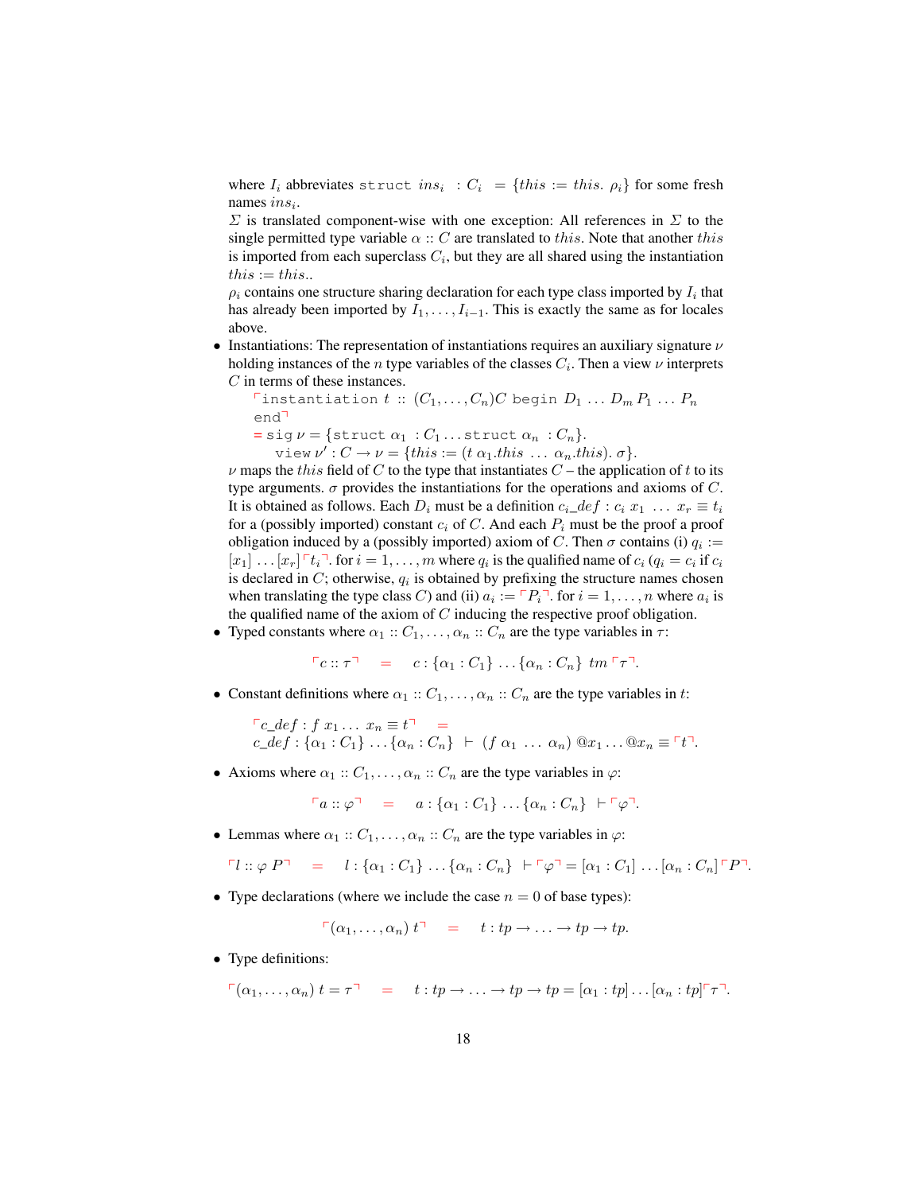where $I_i$ abbreviates `struct` $ins_i\ : C_i\ = \{this := this.\ \rho_i\}$ for some fresh names $ins_i$.
$\Sigma$ is translated component-wise with one exception: All references in $\Sigma$ to the single permitted type variable $\alpha :: C$ are translated to $this$. Note that another $this$ is imported from each superclass $C_i$, but they are all shared using the instantiation $this := this$..
$\rho_i$ contains one structure sharing declaration for each type class imported by $I_i$ that has already been imported by $I_1, \ldots, I_{i-1}$. This is exactly the same as for locales above.

- Instantiations: The representation of instantiations requires an auxiliary signature $\nu$ holding instances of the $n$ type variables of the classes $C_i$. Then a view $\nu$ interprets $C$ in terms of these instances.
  $\ulcorner$`instantiation` $t :: (C_1, \ldots, C_n)C$ `begin` $D_1 \ldots D_m\, P_1 \ldots P_n$ `end`$\urcorner$
  $=$ `sig` $\nu = \{$`struct` $\alpha_1\ : C_1 \ldots$ `struct` $\alpha_n\ : C_n\}$.
  `view` $\nu' : C \to \nu = \{this := (t\ \alpha_1.this\ \ldots\ \alpha_n.this).\ \sigma\}$.
  $\nu$ maps the $this$ field of $C$ to the type that instantiates $C$ – the application of $t$ to its type arguments. $\sigma$ provides the instantiations for the operations and axioms of $C$. It is obtained as follows. Each $D_i$ must be a definition $c_i\_def : c_i\ x_1\ \ldots\ x_r \equiv t_i$ for a (possibly imported) constant $c_i$ of $C$. And each $P_i$ must be the proof a proof obligation induced by a (possibly imported) axiom of $C$. Then $\sigma$ contains (i) $q_i := [x_1] \ldots [x_r] \ulcorner t_i \urcorner$. for $i = 1, \ldots, m$ where $q_i$ is the qualified name of $c_i$ ($q_i = c_i$ if $c_i$ is declared in $C$; otherwise, $q_i$ is obtained by prefixing the structure names chosen when translating the type class $C$) and (ii) $a_i := \ulcorner P_i \urcorner$. for $i = 1, \ldots, n$ where $a_i$ is the qualified name of the axiom of $C$ inducing the respective proof obligation.
- Typed constants where $\alpha_1 :: C_1, \ldots, \alpha_n :: C_n$ are the type variables in $\tau$:
  $$\ulcorner c :: \tau \urcorner \quad = \quad c : \{\alpha_1 : C_1\} \ldots \{\alpha_n : C_n\}\ tm\, \ulcorner \tau \urcorner.$$
- Constant definitions where $\alpha_1 :: C_1, \ldots, \alpha_n :: C_n$ are the type variables in $t$:
  $$\ulcorner c\_def : f\ x_1 \ldots\ x_n \equiv t \urcorner \quad = \quad c\_def : \{\alpha_1 : C_1\} \ldots \{\alpha_n : C_n\}\ \vdash\ (f\ \alpha_1\ \ldots\ \alpha_n)\ @x_1 \ldots @x_n \equiv \ulcorner t \urcorner.$$
- Axioms where $\alpha_1 :: C_1, \ldots, \alpha_n :: C_n$ are the type variables in $\varphi$:
  $$\ulcorner a :: \varphi \urcorner \quad = \quad a : \{\alpha_1 : C_1\} \ldots \{\alpha_n : C_n\}\ \vdash \ulcorner \varphi \urcorner.$$
- Lemmas where $\alpha_1 :: C_1, \ldots, \alpha_n :: C_n$ are the type variables in $\varphi$:
  $$\ulcorner l :: \varphi\ P \urcorner \quad = \quad l : \{\alpha_1 : C_1\} \ldots \{\alpha_n : C_n\}\ \vdash \ulcorner \varphi \urcorner = [\alpha_1 : C_1] \ldots [\alpha_n : C_n] \ulcorner P \urcorner.$$
- Type declarations (where we include the case $n = 0$ of base types):
  $$\ulcorner (\alpha_1, \ldots, \alpha_n)\ t \urcorner \quad = \quad t : tp \to \ldots \to tp \to tp.$$
- Type definitions:
  $$\ulcorner (\alpha_1, \ldots, \alpha_n)\ t = \tau \urcorner \quad = \quad t : tp \to \ldots \to tp \to tp = [\alpha_1 : tp] \ldots [\alpha_n : tp] \ulcorner \tau \urcorner.$$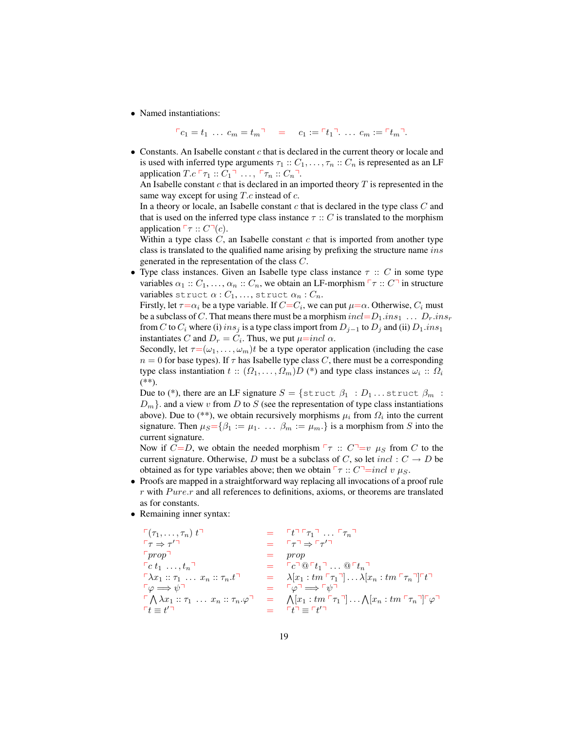- Named instantiations:

$$\ulcorner c_1 = t_1 \ \dots \ c_m = t_m \urcorner \quad = \quad c_1 := \ulcorner t_1 \urcorner . \ \dots \ c_m := \ulcorner t_m \urcorner .$$

- Constants. An Isabelle constant $c$ that is declared in the current theory or locale and is used with inferred type arguments $\tau_1 :: C_1, \dots, \tau_n :: C_n$ is represented as an LF application $T.c \ulcorner \tau_1 :: C_1 \urcorner \ \dots, \ \ulcorner \tau_n :: C_n \urcorner$.
  An Isabelle constant $c$ that is declared in an imported theory $T$ is represented in the same way except for using $T.c$ instead of $c$.
  In a theory or locale, an Isabelle constant $c$ that is declared in the type class $C$ and that is used on the inferred type class instance $\tau :: C$ is translated to the morphism application $\ulcorner \tau :: C \urcorner (c)$.
  Within a type class $C$, an Isabelle constant $c$ that is imported from another type class is translated to the qualified name arising by prefixing the structure name $ins$ generated in the representation of the class $C$.
- Type class instances. Given an Isabelle type class instance $\tau :: C$ in some type variables $\alpha_1 :: C_1, \dots, \alpha_n :: C_n$, we obtain an LF-morphism $\ulcorner \tau :: C \urcorner$ in structure variables `struct` $\alpha : C_1, \dots,$ `struct` $\alpha_n : C_n$.
  Firstly, let $\tau = \alpha_i$ be a type variable. If $C = C_i$, we can put $\mu = \alpha$. Otherwise, $C_i$ must be a subclass of $C$. That means there must be a morphism $incl = D_1.ins_1 \ \dots \ D_r.ins_r$ from $C$ to $C_i$ where (i) $ins_j$ is a type class import from $D_{j-1}$ to $D_j$ and (ii) $D_1.ins_1$ instantiates $C$ and $D_r = C_i$. Thus, we put $\mu = incl \ \alpha$.
  Secondly, let $\tau = (\omega_1, \dots, \omega_m)t$ be a type operator application (including the case $n = 0$ for base types). If $\tau$ has Isabelle type class $C$, there must be a corresponding type class instantiation $t :: (\Omega_1, \dots, \Omega_m)D$ (\*) and type class instances $\omega_i :: \Omega_i$ (\*\*).
  Due to (\*), there are an LF signature $S = \{$`struct` $\beta_1 : D_1 \dots$ `struct` $\beta_m : D_m\}$. and a view $v$ from $D$ to $S$ (see the representation of type class instantiations above). Due to (\*\*), we obtain recursively morphisms $\mu_i$ from $\Omega_i$ into the current signature. Then $\mu_S = \{\beta_1 := \mu_1. \ \dots \ \beta_m := \mu_m.\}$ is a morphism from $S$ into the current signature.
  Now if $C = D$, we obtain the needed morphism $\ulcorner \tau :: C \urcorner = v \ \mu_S$ from $C$ to the current signature. Otherwise, $D$ must be a subclass of $C$, so let $incl : C \to D$ be obtained as for type variables above; then we obtain $\ulcorner \tau :: C \urcorner = incl \ v \ \mu_S$.
- Proofs are mapped in a straightforward way replacing all invocations of a proof rule $r$ with $Pure.r$ and all references to definitions, axioms, or theorems are translated as for constants.
- Remaining inner syntax:

$$
\begin{array}{lcl}
\ulcorner (\tau_1, \dots, \tau_n) \ t \urcorner & = & \ulcorner t \urcorner \ulcorner \tau_1 \urcorner \ \dots \ \ulcorner \tau_n \urcorner \\
\ulcorner \tau \Rightarrow \tau' \urcorner & = & \ulcorner \tau \urcorner \Rightarrow \ulcorner \tau' \urcorner \\
\ulcorner prop \urcorner & = & prop \\
\ulcorner c \ t_1 \ \dots, t_n \urcorner & = & \ulcorner c \urcorner @ \ulcorner t_1 \urcorner \dots @ \ulcorner t_n \urcorner \\
\ulcorner \lambda x_1 :: \tau_1 \ \dots \ x_n :: \tau_n . t \urcorner & = & \lambda [x_1 : tm \ulcorner \tau_1 \urcorner] \dots \lambda [x_n : tm \ulcorner \tau_n \urcorner] \ulcorner t \urcorner \\
\ulcorner \varphi \Longrightarrow \psi \urcorner & = & \ulcorner \varphi \urcorner \Longrightarrow \ulcorner \psi \urcorner \\
\ulcorner \bigwedge \lambda x_1 :: \tau_1 \ \dots \ x_n :: \tau_n . \varphi \urcorner & = & \bigwedge [x_1 : tm \ulcorner \tau_1 \urcorner] \dots \bigwedge [x_n : tm \ulcorner \tau_n \urcorner] \ulcorner \varphi \urcorner \\
\ulcorner t \equiv t' \urcorner & = & \ulcorner t \urcorner \equiv \ulcorner t' \urcorner
\end{array}
$$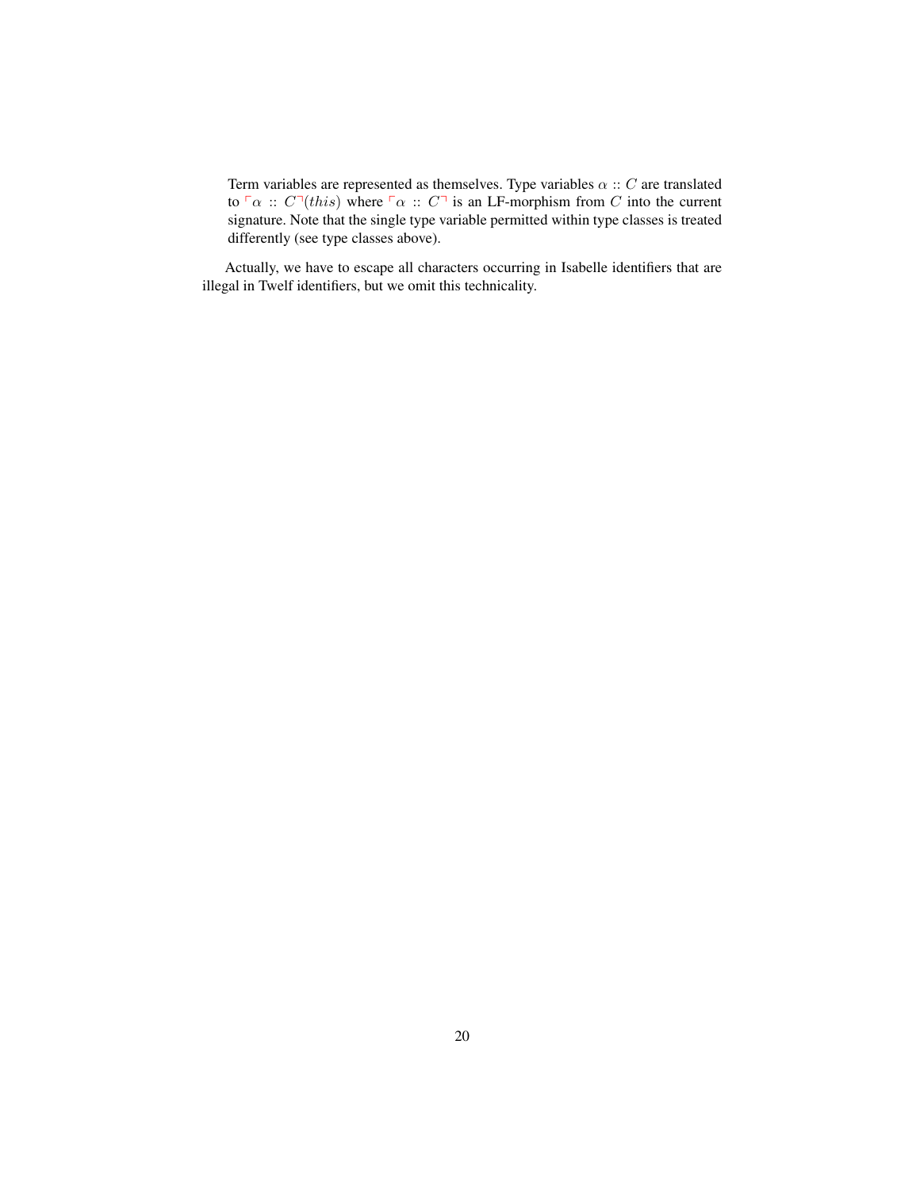Term variables are represented as themselves. Type variables $\alpha :: C$ are translated to $\ulcorner\alpha :: C\urcorner(this)$ where $\ulcorner\alpha :: C\urcorner$ is an LF-morphism from $C$ into the current signature. Note that the single type variable permitted within type classes is treated differently (see type classes above).

Actually, we have to escape all characters occurring in Isabelle identifiers that are illegal in Twelf identifiers, but we omit this technicality.